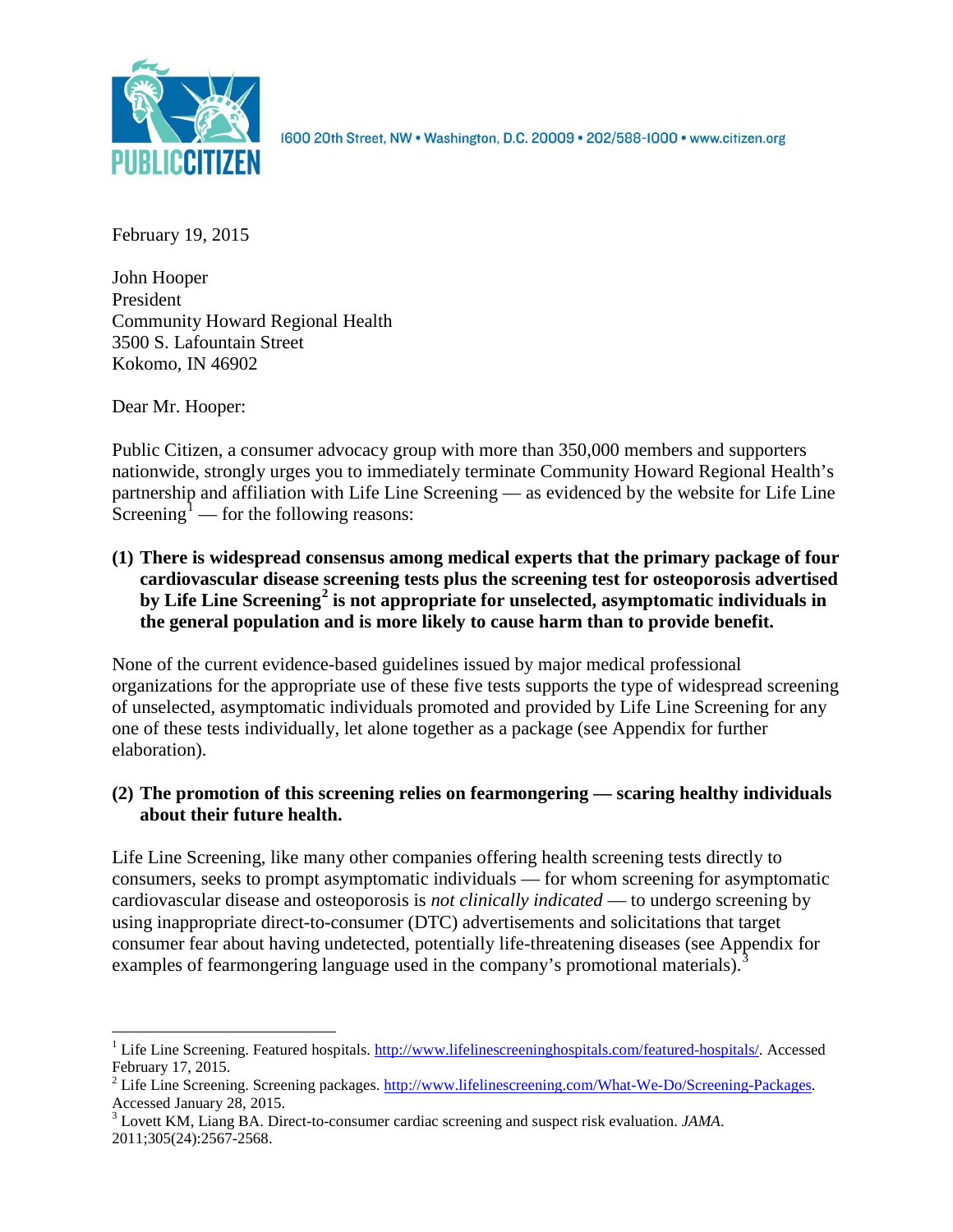PUBLIC CITIZEN

1600 20th Street, NW • Washington, D.C. 20009 • 202/588-1000 • www.citizen.org

February 19, 2015

John Hooper
President
Community Howard Regional Health
3500 S. Lafountain Street
Kokomo, IN 46902

Dear Mr. Hooper:

Public Citizen, a consumer advocacy group with more than 350,000 members and supporters nationwide, strongly urges you to immediately terminate Community Howard Regional Health's partnership and affiliation with Life Line Screening — as evidenced by the website for Life Line Screening[1] — for the following reasons:

**(1) There is widespread consensus among medical experts that the primary package of four cardiovascular disease screening tests plus the screening test for osteoporosis advertised by Life Line Screening[2] is not appropriate for unselected, asymptomatic individuals in the general population and is more likely to cause harm than to provide benefit.**

None of the current evidence-based guidelines issued by major medical professional organizations for the appropriate use of these five tests supports the type of widespread screening of unselected, asymptomatic individuals promoted and provided by Life Line Screening for any one of these tests individually, let alone together as a package (see Appendix for further elaboration).

**(2) The promotion of this screening relies on fearmongering — scaring healthy individuals about their future health.**

Life Line Screening, like many other companies offering health screening tests directly to consumers, seeks to prompt asymptomatic individuals — for whom screening for asymptomatic cardiovascular disease and osteoporosis is *not clinically indicated* — to undergo screening by using inappropriate direct-to-consumer (DTC) advertisements and solicitations that target consumer fear about having undetected, potentially life-threatening diseases (see Appendix for examples of fearmongering language used in the company's promotional materials).[3]

---

[1] Life Line Screening. Featured hospitals. http://www.lifelinescreeninghospitals.com/featured-hospitals/. Accessed February 17, 2015.

[2] Life Line Screening. Screening packages. http://www.lifelinescreening.com/What-We-Do/Screening-Packages. Accessed January 28, 2015.

[3] Lovett KM, Liang BA. Direct-to-consumer cardiac screening and suspect risk evaluation. *JAMA*. 2011;305(24):2567-2568.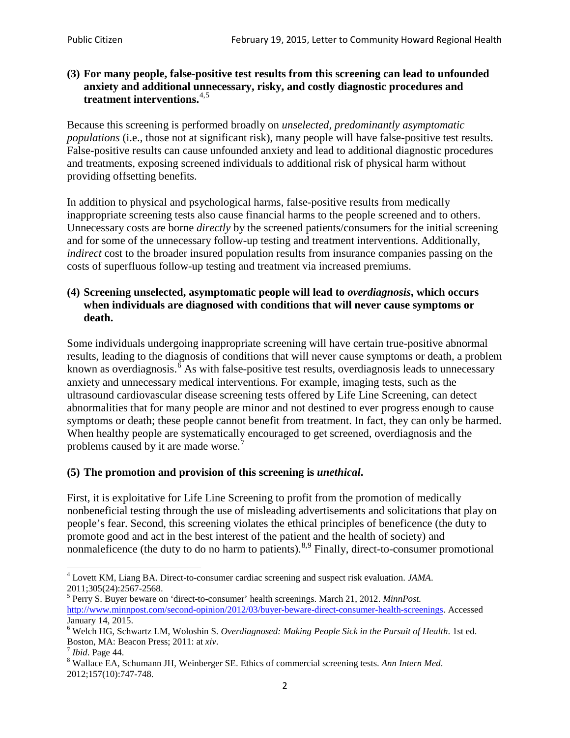**(3) For many people, false-positive test results from this screening can lead to unfounded anxiety and additional unnecessary, risky, and costly diagnostic procedures and treatment interventions.**[4,5]

Because this screening is performed broadly on *unselected, predominantly asymptomatic populations* (i.e., those not at significant risk), many people will have false-positive test results. False-positive results can cause unfounded anxiety and lead to additional diagnostic procedures and treatments, exposing screened individuals to additional risk of physical harm without providing offsetting benefits.

In addition to physical and psychological harms, false-positive results from medically inappropriate screening tests also cause financial harms to the people screened and to others. Unnecessary costs are borne *directly* by the screened patients/consumers for the initial screening and for some of the unnecessary follow-up testing and treatment interventions. Additionally, *indirect* cost to the broader insured population results from insurance companies passing on the costs of superfluous follow-up testing and treatment via increased premiums.

**(4) Screening unselected, asymptomatic people will lead to *overdiagnosis*, which occurs when individuals are diagnosed with conditions that will never cause symptoms or death.**

Some individuals undergoing inappropriate screening will have certain true-positive abnormal results, leading to the diagnosis of conditions that will never cause symptoms or death, a problem known as overdiagnosis.[6] As with false-positive test results, overdiagnosis leads to unnecessary anxiety and unnecessary medical interventions. For example, imaging tests, such as the ultrasound cardiovascular disease screening tests offered by Life Line Screening, can detect abnormalities that for many people are minor and not destined to ever progress enough to cause symptoms or death; these people cannot benefit from treatment. In fact, they can only be harmed. When healthy people are systematically encouraged to get screened, overdiagnosis and the problems caused by it are made worse.[7]

**(5) The promotion and provision of this screening is *unethical*.**

First, it is exploitative for Life Line Screening to profit from the promotion of medically nonbeneficial testing through the use of misleading advertisements and solicitations that play on people's fear. Second, this screening violates the ethical principles of beneficence (the duty to promote good and act in the best interest of the patient and the health of society) and nonmaleficence (the duty to do no harm to patients).[8,9] Finally, direct-to-consumer promotional

---

[4] Lovett KM, Liang BA. Direct-to-consumer cardiac screening and suspect risk evaluation. *JAMA*. 2011;305(24):2567-2568.

[5] Perry S. Buyer beware on 'direct-to-consumer' health screenings. March 21, 2012. *MinnPost.* http://www.minnpost.com/second-opinion/2012/03/buyer-beware-direct-consumer-health-screenings. Accessed January 14, 2015.

[6] Welch HG, Schwartz LM, Woloshin S. *Overdiagnosed: Making People Sick in the Pursuit of Health*. 1st ed. Boston, MA: Beacon Press; 2011: at *xiv*.

[7] *Ibid*. Page 44.

[8] Wallace EA, Schumann JH, Weinberger SE. Ethics of commercial screening tests. *Ann Intern Med*. 2012;157(10):747-748.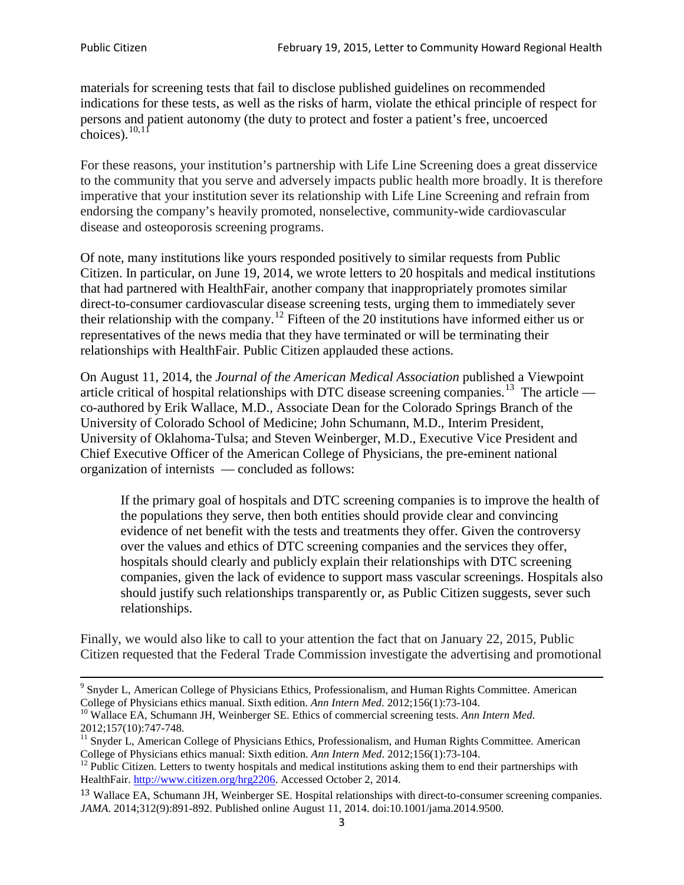materials for screening tests that fail to disclose published guidelines on recommended indications for these tests, as well as the risks of harm, violate the ethical principle of respect for persons and patient autonomy (the duty to protect and foster a patient's free, uncoerced choices).[10,11]

For these reasons, your institution's partnership with Life Line Screening does a great disservice to the community that you serve and adversely impacts public health more broadly. It is therefore imperative that your institution sever its relationship with Life Line Screening and refrain from endorsing the company's heavily promoted, nonselective, community-wide cardiovascular disease and osteoporosis screening programs.

Of note, many institutions like yours responded positively to similar requests from Public Citizen. In particular, on June 19, 2014, we wrote letters to 20 hospitals and medical institutions that had partnered with HealthFair, another company that inappropriately promotes similar direct-to-consumer cardiovascular disease screening tests, urging them to immediately sever their relationship with the company.[12] Fifteen of the 20 institutions have informed either us or representatives of the news media that they have terminated or will be terminating their relationships with HealthFair. Public Citizen applauded these actions.

On August 11, 2014, the *Journal of the American Medical Association* published a Viewpoint article critical of hospital relationships with DTC disease screening companies.[13] The article — co-authored by Erik Wallace, M.D., Associate Dean for the Colorado Springs Branch of the University of Colorado School of Medicine; John Schumann, M.D., Interim President, University of Oklahoma-Tulsa; and Steven Weinberger, M.D., Executive Vice President and Chief Executive Officer of the American College of Physicians, the pre-eminent national organization of internists — concluded as follows:

> If the primary goal of hospitals and DTC screening companies is to improve the health of the populations they serve, then both entities should provide clear and convincing evidence of net benefit with the tests and treatments they offer. Given the controversy over the values and ethics of DTC screening companies and the services they offer, hospitals should clearly and publicly explain their relationships with DTC screening companies, given the lack of evidence to support mass vascular screenings. Hospitals also should justify such relationships transparently or, as Public Citizen suggests, sever such relationships.

Finally, we would also like to call to your attention the fact that on January 22, 2015, Public Citizen requested that the Federal Trade Commission investigate the advertising and promotional

---

[9] Snyder L, American College of Physicians Ethics, Professionalism, and Human Rights Committee. American College of Physicians ethics manual. Sixth edition. *Ann Intern Med*. 2012;156(1):73-104.

[10] Wallace EA, Schumann JH, Weinberger SE. Ethics of commercial screening tests. *Ann Intern Med*. 2012;157(10):747-748.

[11] Snyder L, American College of Physicians Ethics, Professionalism, and Human Rights Committee. American College of Physicians ethics manual: Sixth edition. *Ann Intern Med*. 2012;156(1):73-104.

[12] Public Citizen. Letters to twenty hospitals and medical institutions asking them to end their partnerships with HealthFair. http://www.citizen.org/hrg2206. Accessed October 2, 2014.

[13] Wallace EA, Schumann JH, Weinberger SE. Hospital relationships with direct-to-consumer screening companies. *JAMA*. 2014;312(9):891-892. Published online August 11, 2014. doi:10.1001/jama.2014.9500.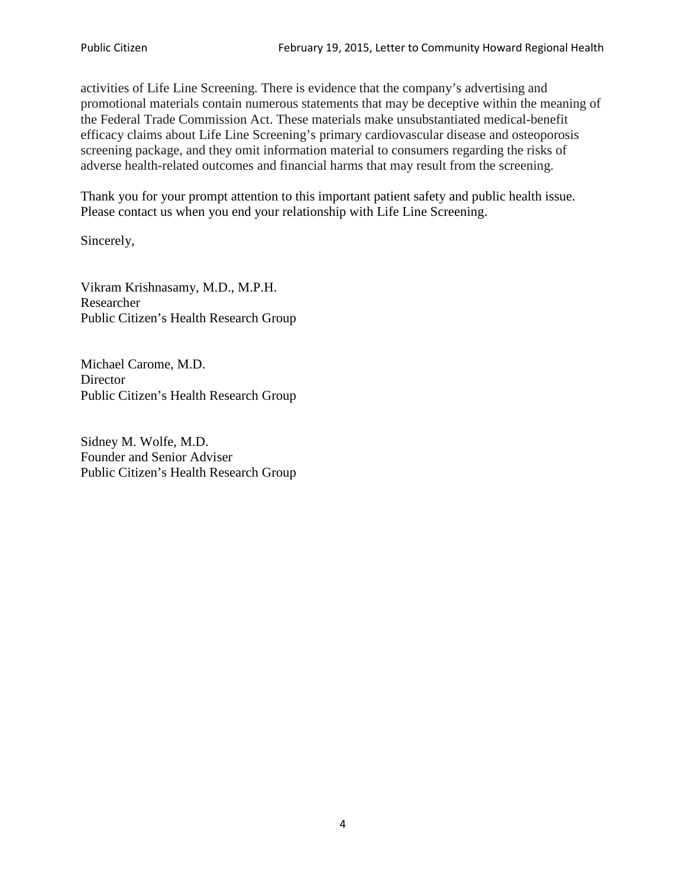activities of Life Line Screening. There is evidence that the company's advertising and promotional materials contain numerous statements that may be deceptive within the meaning of the Federal Trade Commission Act. These materials make unsubstantiated medical-benefit efficacy claims about Life Line Screening's primary cardiovascular disease and osteoporosis screening package, and they omit information material to consumers regarding the risks of adverse health-related outcomes and financial harms that may result from the screening.

Thank you for your prompt attention to this important patient safety and public health issue. Please contact us when you end your relationship with Life Line Screening.

Sincerely,

Vikram Krishnasamy, M.D., M.P.H.  
Researcher  
Public Citizen's Health Research Group

Michael Carome, M.D.  
Director  
Public Citizen's Health Research Group

Sidney M. Wolfe, M.D.  
Founder and Senior Adviser  
Public Citizen's Health Research Group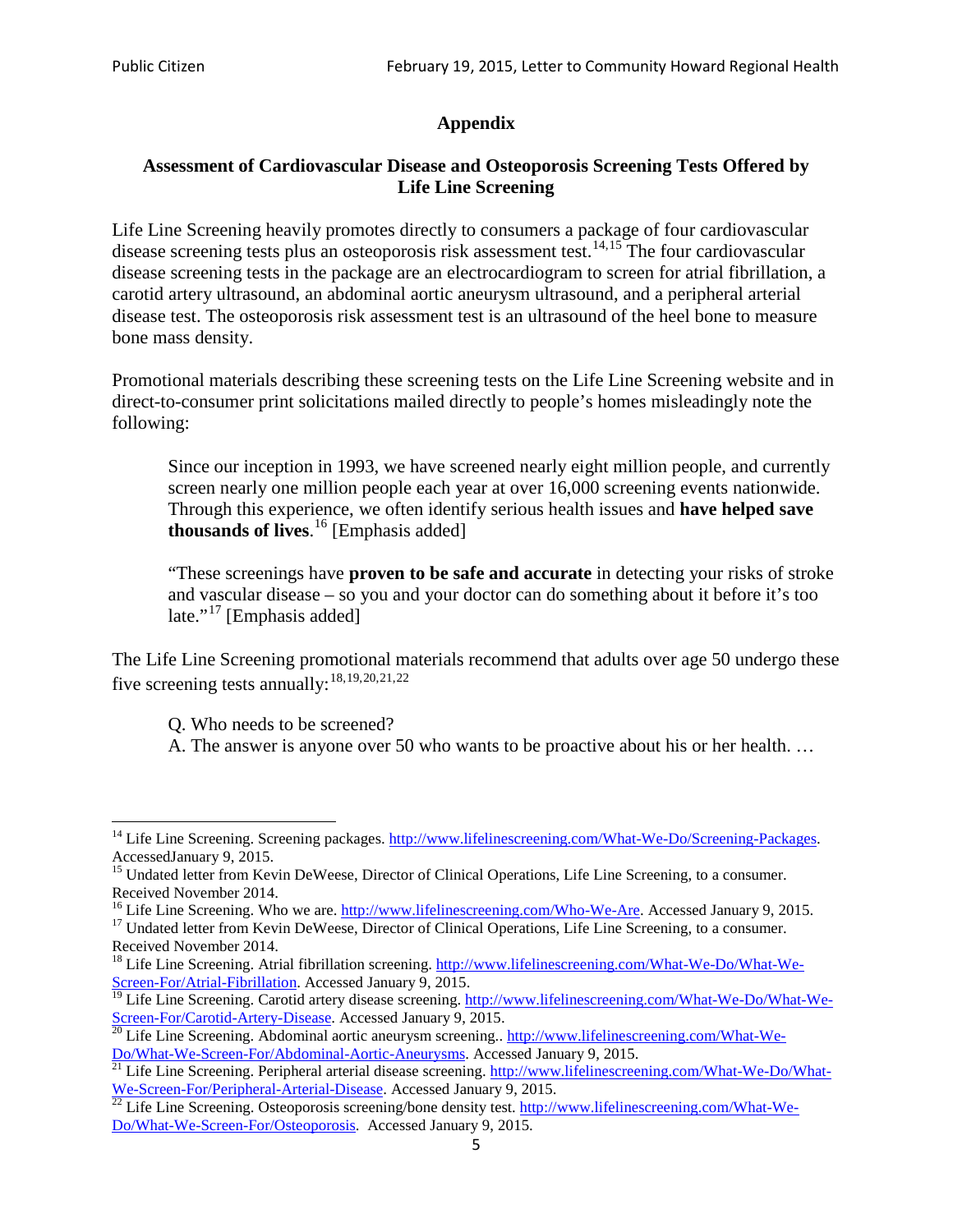## Appendix

### Assessment of Cardiovascular Disease and Osteoporosis Screening Tests Offered by Life Line Screening

Life Line Screening heavily promotes directly to consumers a package of four cardiovascular disease screening tests plus an osteoporosis risk assessment test.[14,15] The four cardiovascular disease screening tests in the package are an electrocardiogram to screen for atrial fibrillation, a carotid artery ultrasound, an abdominal aortic aneurysm ultrasound, and a peripheral arterial disease test. The osteoporosis risk assessment test is an ultrasound of the heel bone to measure bone mass density.

Promotional materials describing these screening tests on the Life Line Screening website and in direct-to-consumer print solicitations mailed directly to people's homes misleadingly note the following:

> Since our inception in 1993, we have screened nearly eight million people, and currently screen nearly one million people each year at over 16,000 screening events nationwide. Through this experience, we often identify serious health issues and **have helped save thousands of lives**.[16] [Emphasis added]
>
> "These screenings have **proven to be safe and accurate** in detecting your risks of stroke and vascular disease – so you and your doctor can do something about it before it's too late."[17] [Emphasis added]

The Life Line Screening promotional materials recommend that adults over age 50 undergo these five screening tests annually:[18,19,20,21,22]

> Q. Who needs to be screened?
> A. The answer is anyone over 50 who wants to be proactive about his or her health. …

---

[14] Life Line Screening. Screening packages. http://www.lifelinescreening.com/What-We-Do/Screening-Packages. AccessedJanuary 9, 2015.

[15] Undated letter from Kevin DeWeese, Director of Clinical Operations, Life Line Screening, to a consumer. Received November 2014.

[16] Life Line Screening. Who we are. http://www.lifelinescreening.com/Who-We-Are. Accessed January 9, 2015.

[17] Undated letter from Kevin DeWeese, Director of Clinical Operations, Life Line Screening, to a consumer. Received November 2014.

[18] Life Line Screening. Atrial fibrillation screening. http://www.lifelinescreening.com/What-We-Do/What-We-Screen-For/Atrial-Fibrillation. Accessed January 9, 2015.

[19] Life Line Screening. Carotid artery disease screening. http://www.lifelinescreening.com/What-We-Do/What-We-Screen-For/Carotid-Artery-Disease. Accessed January 9, 2015.

[20] Life Line Screening. Abdominal aortic aneurysm screening.. http://www.lifelinescreening.com/What-We-Do/What-We-Screen-For/Abdominal-Aortic-Aneurysms. Accessed January 9, 2015.

[21] Life Line Screening. Peripheral arterial disease screening. http://www.lifelinescreening.com/What-We-Do/What-We-Screen-For/Peripheral-Arterial-Disease. Accessed January 9, 2015.

[22] Life Line Screening. Osteoporosis screening/bone density test. http://www.lifelinescreening.com/What-We-Do/What-We-Screen-For/Osteoporosis. Accessed January 9, 2015.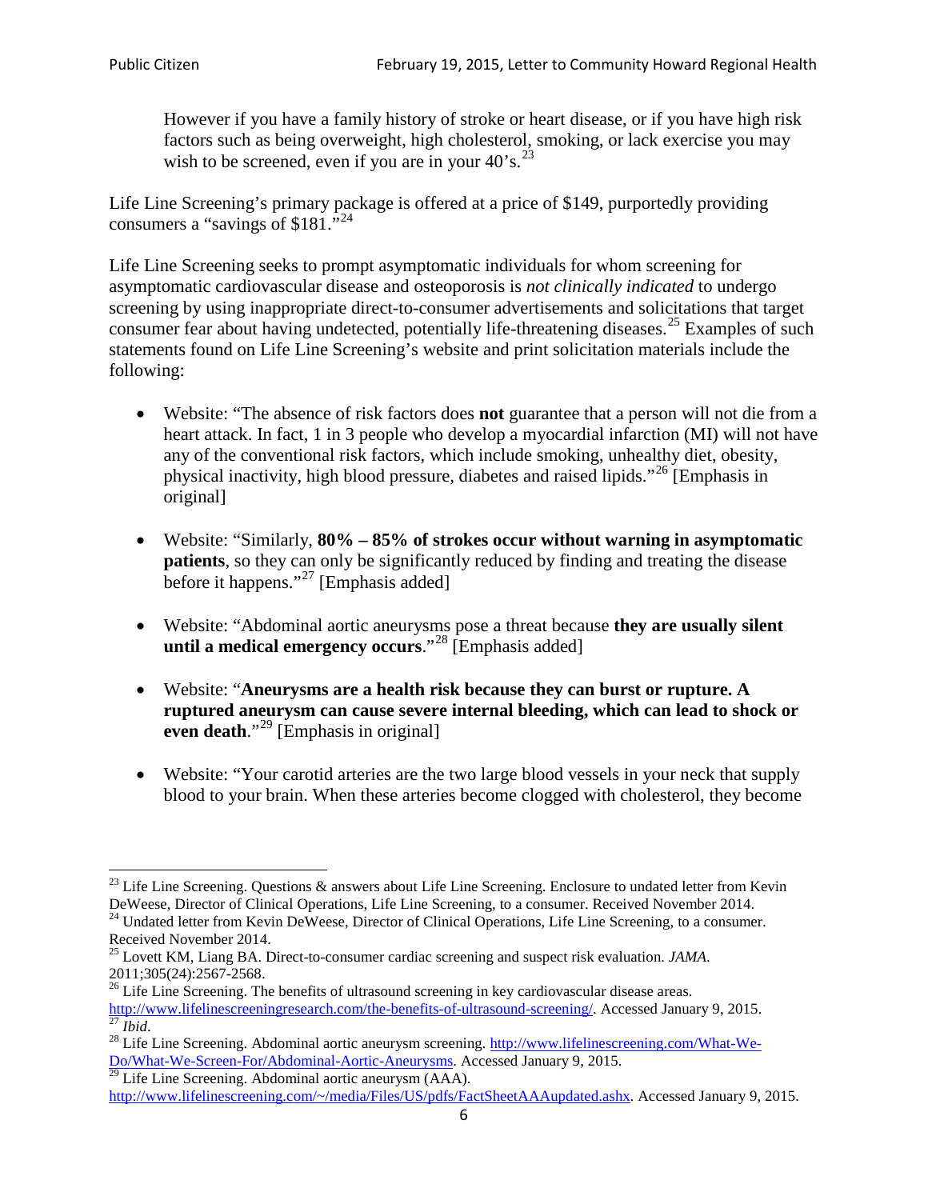> However if you have a family history of stroke or heart disease, or if you have high risk factors such as being overweight, high cholesterol, smoking, or lack exercise you may wish to be screened, even if you are in your 40's.[23]

Life Line Screening's primary package is offered at a price of $149, purportedly providing consumers a "savings of $181."[24]

Life Line Screening seeks to prompt asymptomatic individuals for whom screening for asymptomatic cardiovascular disease and osteoporosis is *not clinically indicated* to undergo screening by using inappropriate direct-to-consumer advertisements and solicitations that target consumer fear about having undetected, potentially life-threatening diseases.[25] Examples of such statements found on Life Line Screening's website and print solicitation materials include the following:

- Website: "The absence of risk factors does **not** guarantee that a person will not die from a heart attack. In fact, 1 in 3 people who develop a myocardial infarction (MI) will not have any of the conventional risk factors, which include smoking, unhealthy diet, obesity, physical inactivity, high blood pressure, diabetes and raised lipids."[26] [Emphasis in original]

- Website: "Similarly, **80% – 85% of strokes occur without warning in asymptomatic patients**, so they can only be significantly reduced by finding and treating the disease before it happens."[27] [Emphasis added]

- Website: "Abdominal aortic aneurysms pose a threat because **they are usually silent until a medical emergency occurs**."[28] [Emphasis added]

- Website: "**Aneurysms are a health risk because they can burst or rupture. A ruptured aneurysm can cause severe internal bleeding, which can lead to shock or even death**."[29] [Emphasis in original]

- Website: "Your carotid arteries are the two large blood vessels in your neck that supply blood to your brain. When these arteries become clogged with cholesterol, they become

---

[23] Life Line Screening. Questions & answers about Life Line Screening. Enclosure to undated letter from Kevin DeWeese, Director of Clinical Operations, Life Line Screening, to a consumer. Received November 2014.

[24] Undated letter from Kevin DeWeese, Director of Clinical Operations, Life Line Screening, to a consumer. Received November 2014.

[25] Lovett KM, Liang BA. Direct-to-consumer cardiac screening and suspect risk evaluation. *JAMA*. 2011;305(24):2567-2568.

[26] Life Line Screening. The benefits of ultrasound screening in key cardiovascular disease areas. http://www.lifelinescreeningresearch.com/the-benefits-of-ultrasound-screening/. Accessed January 9, 2015.

[27] *Ibid*.

[28] Life Line Screening. Abdominal aortic aneurysm screening. http://www.lifelinescreening.com/What-We-Do/What-We-Screen-For/Abdominal-Aortic-Aneurysms. Accessed January 9, 2015.

[29] Life Line Screening. Abdominal aortic aneurysm (AAA). http://www.lifelinescreening.com/~/media/Files/US/pdfs/FactSheetAAAupdated.ashx. Accessed January 9, 2015.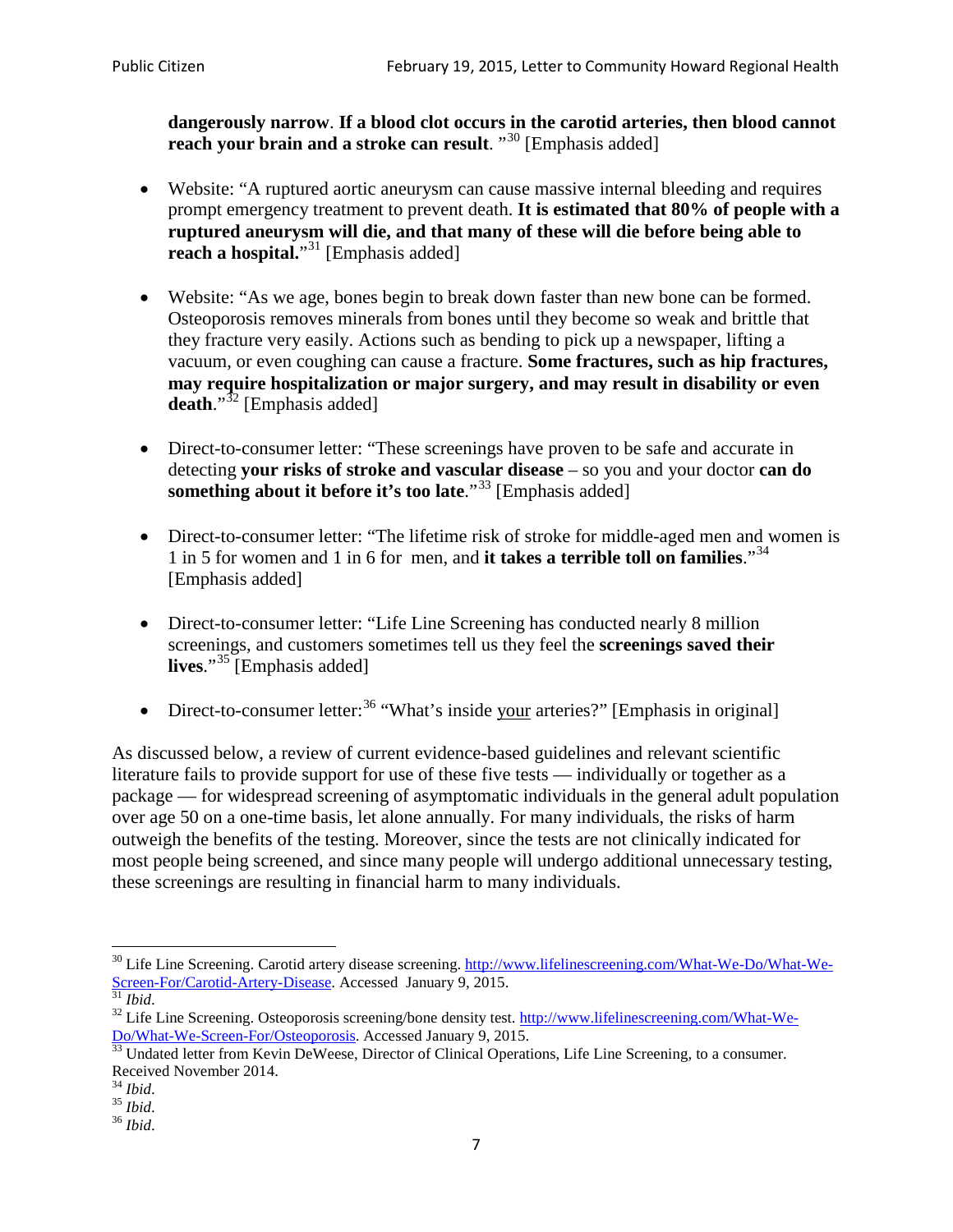**dangerously narrow**. **If a blood clot occurs in the carotid arteries, then blood cannot reach your brain and a stroke can result**. "[30] [Emphasis added]

- Website: "A ruptured aortic aneurysm can cause massive internal bleeding and requires prompt emergency treatment to prevent death. **It is estimated that 80% of people with a ruptured aneurysm will die, and that many of these will die before being able to reach a hospital.**"[31] [Emphasis added]

- Website: "As we age, bones begin to break down faster than new bone can be formed. Osteoporosis removes minerals from bones until they become so weak and brittle that they fracture very easily. Actions such as bending to pick up a newspaper, lifting a vacuum, or even coughing can cause a fracture. **Some fractures, such as hip fractures, may require hospitalization or major surgery, and may result in disability or even death**."[32] [Emphasis added]

- Direct-to-consumer letter: "These screenings have proven to be safe and accurate in detecting **your risks of stroke and vascular disease** – so you and your doctor **can do something about it before it's too late**."[33] [Emphasis added]

- Direct-to-consumer letter: "The lifetime risk of stroke for middle-aged men and women is 1 in 5 for women and 1 in 6 for men, and **it takes a terrible toll on families**."[34] [Emphasis added]

- Direct-to-consumer letter: "Life Line Screening has conducted nearly 8 million screenings, and customers sometimes tell us they feel the **screenings saved their lives**."[35] [Emphasis added]

- Direct-to-consumer letter:[36] "What's inside <u>your</u> arteries?" [Emphasis in original]

As discussed below, a review of current evidence-based guidelines and relevant scientific literature fails to provide support for use of these five tests — individually or together as a package — for widespread screening of asymptomatic individuals in the general adult population over age 50 on a one-time basis, let alone annually. For many individuals, the risks of harm outweigh the benefits of the testing. Moreover, since the tests are not clinically indicated for most people being screened, and since many people will undergo additional unnecessary testing, these screenings are resulting in financial harm to many individuals.

---

[30] Life Line Screening. Carotid artery disease screening. http://www.lifelinescreening.com/What-We-Do/What-We-Screen-For/Carotid-Artery-Disease. Accessed January 9, 2015.

[31] *Ibid*.

[32] Life Line Screening. Osteoporosis screening/bone density test. http://www.lifelinescreening.com/What-We-Do/What-We-Screen-For/Osteoporosis. Accessed January 9, 2015.

[33] Undated letter from Kevin DeWeese, Director of Clinical Operations, Life Line Screening, to a consumer. Received November 2014.

[34] *Ibid*.

[35] *Ibid*.

[36] *Ibid*.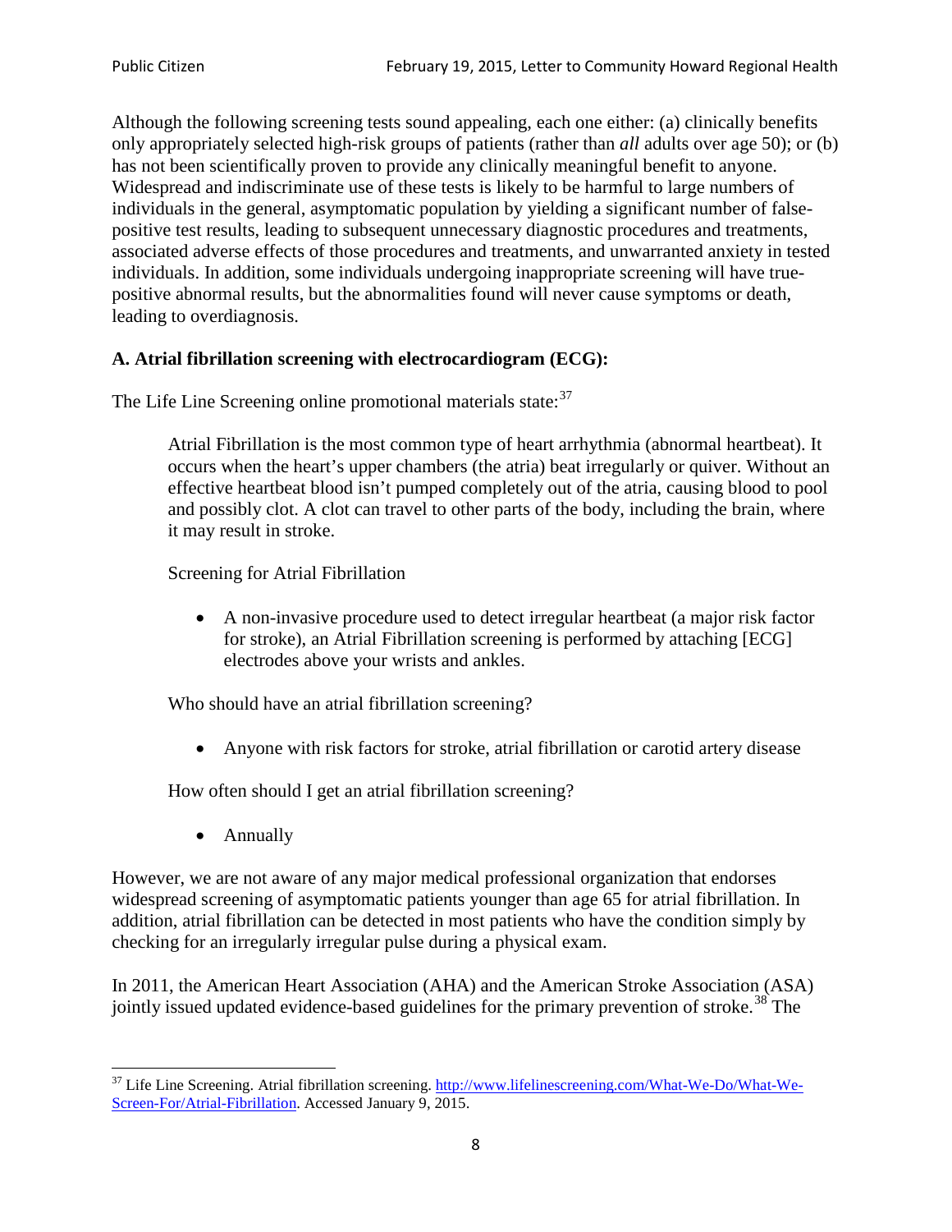Although the following screening tests sound appealing, each one either: (a) clinically benefits only appropriately selected high-risk groups of patients (rather than *all* adults over age 50); or (b) has not been scientifically proven to provide any clinically meaningful benefit to anyone. Widespread and indiscriminate use of these tests is likely to be harmful to large numbers of individuals in the general, asymptomatic population by yielding a significant number of false-positive test results, leading to subsequent unnecessary diagnostic procedures and treatments, associated adverse effects of those procedures and treatments, and unwarranted anxiety in tested individuals. In addition, some individuals undergoing inappropriate screening will have true-positive abnormal results, but the abnormalities found will never cause symptoms or death, leading to overdiagnosis.

**A. Atrial fibrillation screening with electrocardiogram (ECG):**

The Life Line Screening online promotional materials state:[37]

> Atrial Fibrillation is the most common type of heart arrhythmia (abnormal heartbeat). It occurs when the heart's upper chambers (the atria) beat irregularly or quiver. Without an effective heartbeat blood isn't pumped completely out of the atria, causing blood to pool and possibly clot. A clot can travel to other parts of the body, including the brain, where it may result in stroke.
>
> Screening for Atrial Fibrillation
>
> - A non-invasive procedure used to detect irregular heartbeat (a major risk factor for stroke), an Atrial Fibrillation screening is performed by attaching [ECG] electrodes above your wrists and ankles.
>
> Who should have an atrial fibrillation screening?
>
> - Anyone with risk factors for stroke, atrial fibrillation or carotid artery disease
>
> How often should I get an atrial fibrillation screening?
>
> - Annually

However, we are not aware of any major medical professional organization that endorses widespread screening of asymptomatic patients younger than age 65 for atrial fibrillation. In addition, atrial fibrillation can be detected in most patients who have the condition simply by checking for an irregularly irregular pulse during a physical exam.

In 2011, the American Heart Association (AHA) and the American Stroke Association (ASA) jointly issued updated evidence-based guidelines for the primary prevention of stroke.[38] The

[37] Life Line Screening. Atrial fibrillation screening. http://www.lifelinescreening.com/What-We-Do/What-We-Screen-For/Atrial-Fibrillation. Accessed January 9, 2015.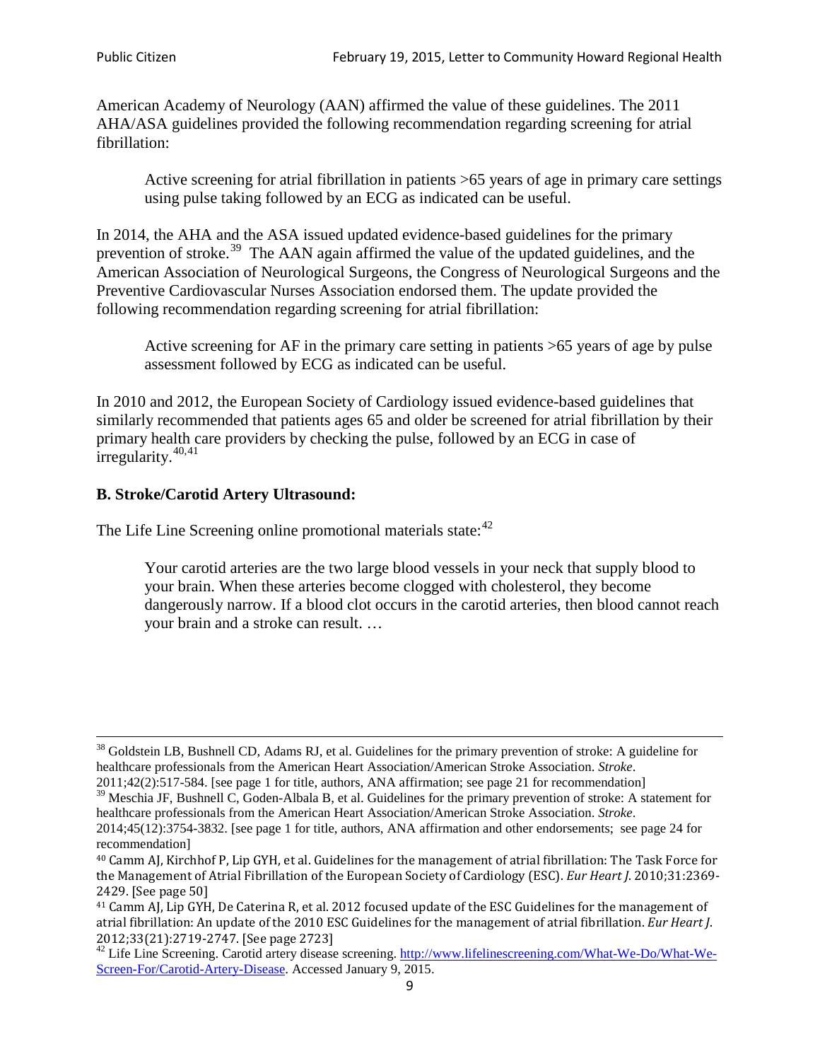American Academy of Neurology (AAN) affirmed the value of these guidelines. The 2011 AHA/ASA guidelines provided the following recommendation regarding screening for atrial fibrillation:

> Active screening for atrial fibrillation in patients >65 years of age in primary care settings using pulse taking followed by an ECG as indicated can be useful.

In 2014, the AHA and the ASA issued updated evidence-based guidelines for the primary prevention of stroke.[39] The AAN again affirmed the value of the updated guidelines, and the American Association of Neurological Surgeons, the Congress of Neurological Surgeons and the Preventive Cardiovascular Nurses Association endorsed them. The update provided the following recommendation regarding screening for atrial fibrillation:

> Active screening for AF in the primary care setting in patients >65 years of age by pulse assessment followed by ECG as indicated can be useful.

In 2010 and 2012, the European Society of Cardiology issued evidence-based guidelines that similarly recommended that patients ages 65 and older be screened for atrial fibrillation by their primary health care providers by checking the pulse, followed by an ECG in case of irregularity.[40,41]

**B. Stroke/Carotid Artery Ultrasound:**

The Life Line Screening online promotional materials state:[42]

> Your carotid arteries are the two large blood vessels in your neck that supply blood to your brain. When these arteries become clogged with cholesterol, they become dangerously narrow. If a blood clot occurs in the carotid arteries, then blood cannot reach your brain and a stroke can result. …

---

[38] Goldstein LB, Bushnell CD, Adams RJ, et al. Guidelines for the primary prevention of stroke: A guideline for healthcare professionals from the American Heart Association/American Stroke Association. *Stroke*. 2011;42(2):517-584. [see page 1 for title, authors, ANA affirmation; see page 21 for recommendation]

[39] Meschia JF, Bushnell C, Goden-Albala B, et al. Guidelines for the primary prevention of stroke: A statement for healthcare professionals from the American Heart Association/American Stroke Association. *Stroke*. 2014;45(12):3754-3832. [see page 1 for title, authors, ANA affirmation and other endorsements; see page 24 for recommendation]

[40] Camm AJ, Kirchhof P, Lip GYH, et al. Guidelines for the management of atrial fibrillation: The Task Force for the Management of Atrial Fibrillation of the European Society of Cardiology (ESC). *Eur Heart J*. 2010;31:2369-2429. [See page 50]

[41] Camm AJ, Lip GYH, De Caterina R, et al. 2012 focused update of the ESC Guidelines for the management of atrial fibrillation: An update of the 2010 ESC Guidelines for the management of atrial fibrillation. *Eur Heart J*. 2012;33(21):2719-2747. [See page 2723]

[42] Life Line Screening. Carotid artery disease screening. http://www.lifelinescreening.com/What-We-Do/What-We-Screen-For/Carotid-Artery-Disease. Accessed January 9, 2015.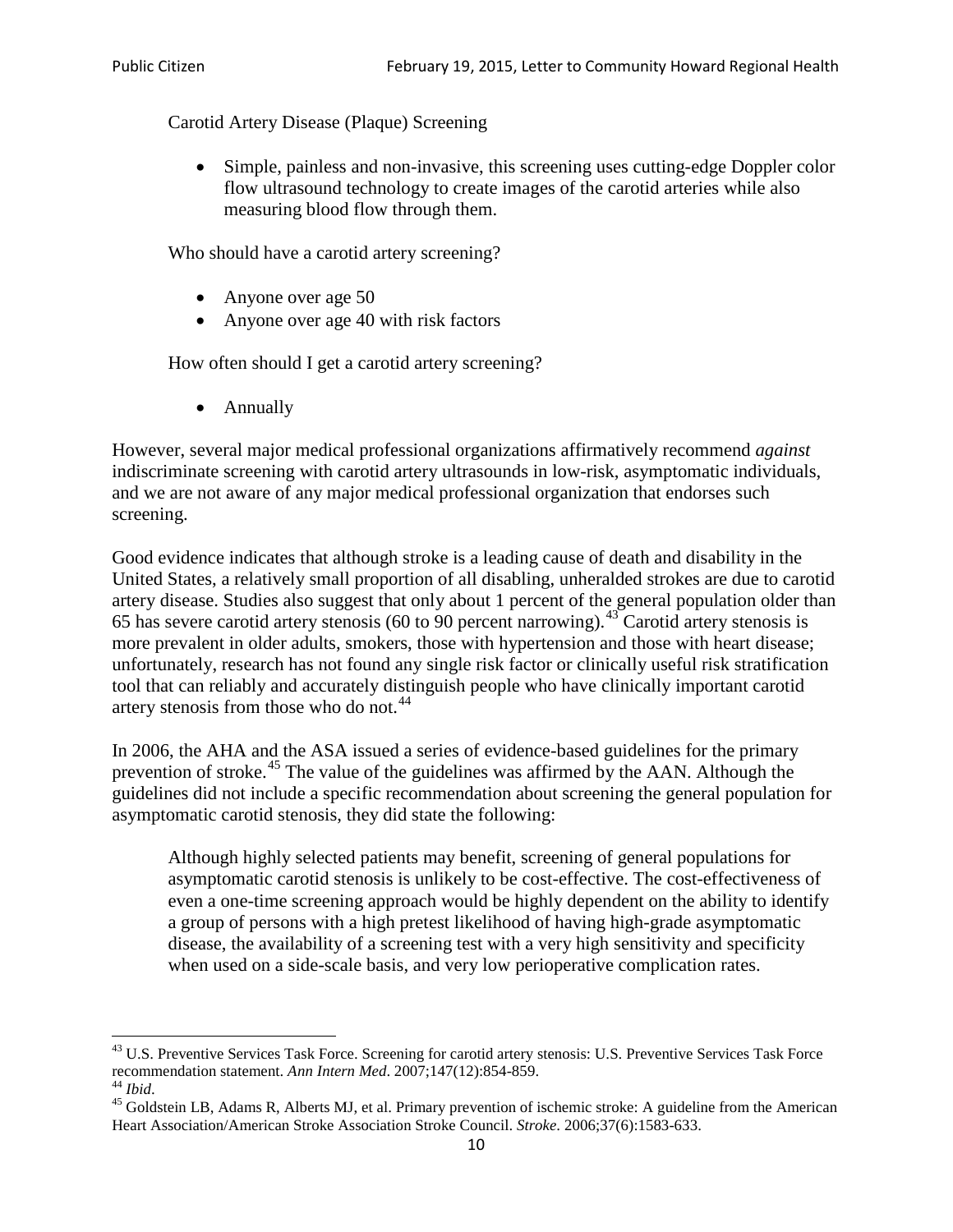Carotid Artery Disease (Plaque) Screening

- Simple, painless and non-invasive, this screening uses cutting-edge Doppler color flow ultrasound technology to create images of the carotid arteries while also measuring blood flow through them.

Who should have a carotid artery screening?

- Anyone over age 50
- Anyone over age 40 with risk factors

How often should I get a carotid artery screening?

- Annually

However, several major medical professional organizations affirmatively recommend *against* indiscriminate screening with carotid artery ultrasounds in low-risk, asymptomatic individuals, and we are not aware of any major medical professional organization that endorses such screening.

Good evidence indicates that although stroke is a leading cause of death and disability in the United States, a relatively small proportion of all disabling, unheralded strokes are due to carotid artery disease. Studies also suggest that only about 1 percent of the general population older than 65 has severe carotid artery stenosis (60 to 90 percent narrowing).[43] Carotid artery stenosis is more prevalent in older adults, smokers, those with hypertension and those with heart disease; unfortunately, research has not found any single risk factor or clinically useful risk stratification tool that can reliably and accurately distinguish people who have clinically important carotid artery stenosis from those who do not.[44]

In 2006, the AHA and the ASA issued a series of evidence-based guidelines for the primary prevention of stroke.[45] The value of the guidelines was affirmed by the AAN. Although the guidelines did not include a specific recommendation about screening the general population for asymptomatic carotid stenosis, they did state the following:

> Although highly selected patients may benefit, screening of general populations for asymptomatic carotid stenosis is unlikely to be cost-effective. The cost-effectiveness of even a one-time screening approach would be highly dependent on the ability to identify a group of persons with a high pretest likelihood of having high-grade asymptomatic disease, the availability of a screening test with a very high sensitivity and specificity when used on a side-scale basis, and very low perioperative complication rates.

---

[43] U.S. Preventive Services Task Force. Screening for carotid artery stenosis: U.S. Preventive Services Task Force recommendation statement. *Ann Intern Med*. 2007;147(12):854-859.

[44] *Ibid*.

[45] Goldstein LB, Adams R, Alberts MJ, et al. Primary prevention of ischemic stroke: A guideline from the American Heart Association/American Stroke Association Stroke Council. *Stroke*. 2006;37(6):1583-633.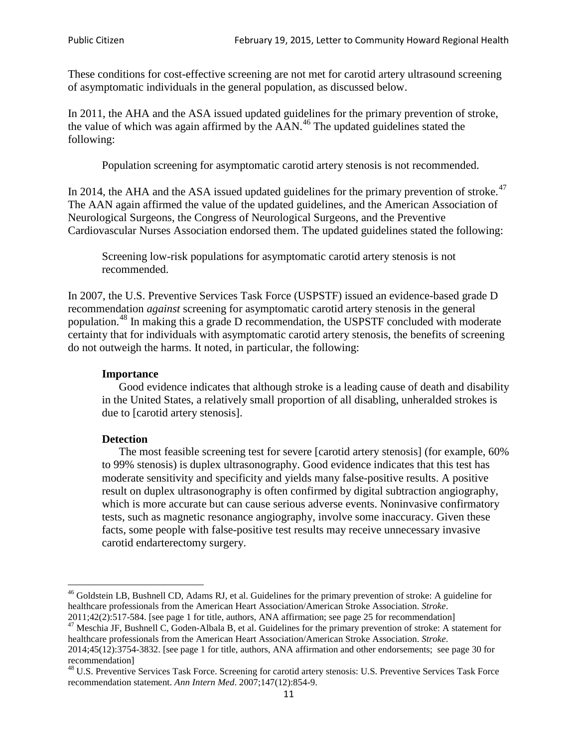These conditions for cost-effective screening are not met for carotid artery ultrasound screening of asymptomatic individuals in the general population, as discussed below.

In 2011, the AHA and the ASA issued updated guidelines for the primary prevention of stroke, the value of which was again affirmed by the AAN.[46] The updated guidelines stated the following:

> Population screening for asymptomatic carotid artery stenosis is not recommended.

In 2014, the AHA and the ASA issued updated guidelines for the primary prevention of stroke.[47] The AAN again affirmed the value of the updated guidelines, and the American Association of Neurological Surgeons, the Congress of Neurological Surgeons, and the Preventive Cardiovascular Nurses Association endorsed them. The updated guidelines stated the following:

> Screening low-risk populations for asymptomatic carotid artery stenosis is not recommended.

In 2007, the U.S. Preventive Services Task Force (USPSTF) issued an evidence-based grade D recommendation *against* screening for asymptomatic carotid artery stenosis in the general population.[48] In making this a grade D recommendation, the USPSTF concluded with moderate certainty that for individuals with asymptomatic carotid artery stenosis, the benefits of screening do not outweigh the harms. It noted, in particular, the following:

> **Importance**
> Good evidence indicates that although stroke is a leading cause of death and disability in the United States, a relatively small proportion of all disabling, unheralded strokes is due to [carotid artery stenosis].
>
> **Detection**
> The most feasible screening test for severe [carotid artery stenosis] (for example, 60% to 99% stenosis) is duplex ultrasonography. Good evidence indicates that this test has moderate sensitivity and specificity and yields many false-positive results. A positive result on duplex ultrasonography is often confirmed by digital subtraction angiography, which is more accurate but can cause serious adverse events. Noninvasive confirmatory tests, such as magnetic resonance angiography, involve some inaccuracy. Given these facts, some people with false-positive test results may receive unnecessary invasive carotid endarterectomy surgery.

---

[46] Goldstein LB, Bushnell CD, Adams RJ, et al. Guidelines for the primary prevention of stroke: A guideline for healthcare professionals from the American Heart Association/American Stroke Association. *Stroke*. 2011;42(2):517-584. [see page 1 for title, authors, ANA affirmation; see page 25 for recommendation]

[47] Meschia JF, Bushnell C, Goden-Albala B, et al. Guidelines for the primary prevention of stroke: A statement for healthcare professionals from the American Heart Association/American Stroke Association. *Stroke*. 2014;45(12):3754-3832. [see page 1 for title, authors, ANA affirmation and other endorsements; see page 30 for recommendation]

[48] U.S. Preventive Services Task Force. Screening for carotid artery stenosis: U.S. Preventive Services Task Force recommendation statement. *Ann Intern Med*. 2007;147(12):854-9.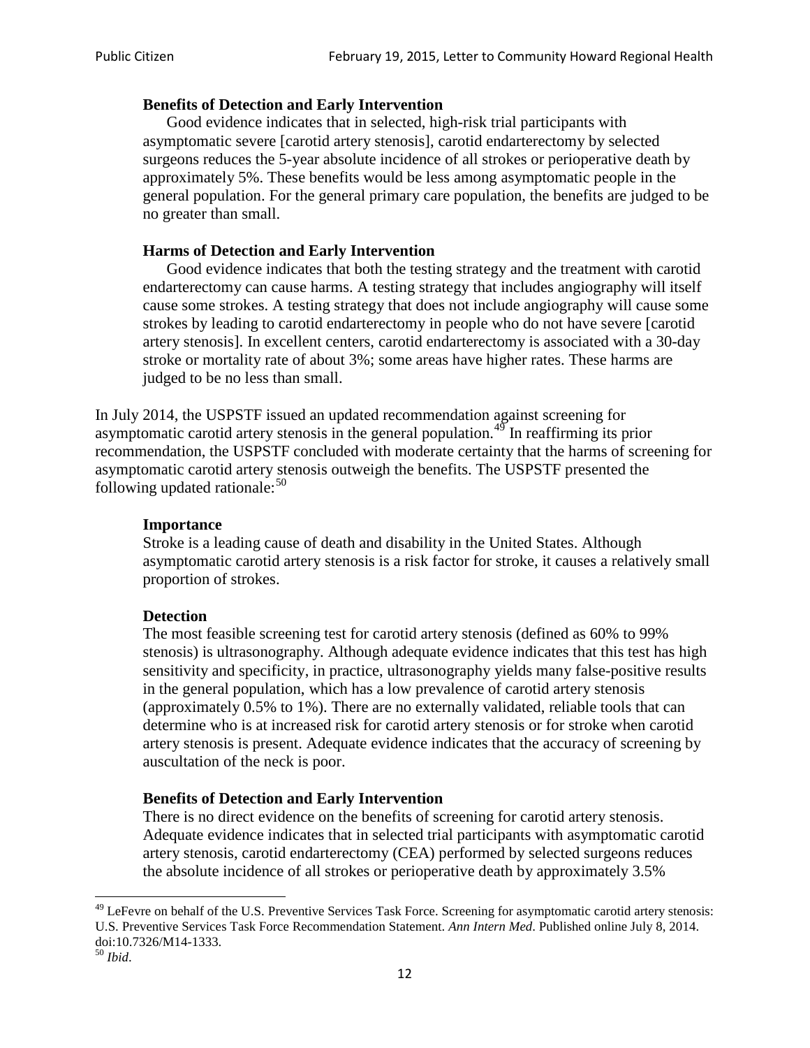> **Benefits of Detection and Early Intervention**
> Good evidence indicates that in selected, high-risk trial participants with asymptomatic severe [carotid artery stenosis], carotid endarterectomy by selected surgeons reduces the 5-year absolute incidence of all strokes or perioperative death by approximately 5%. These benefits would be less among asymptomatic people in the general population. For the general primary care population, the benefits are judged to be no greater than small.
>
> **Harms of Detection and Early Intervention**
> Good evidence indicates that both the testing strategy and the treatment with carotid endarterectomy can cause harms. A testing strategy that includes angiography will itself cause some strokes. A testing strategy that does not include angiography will cause some strokes by leading to carotid endarterectomy in people who do not have severe [carotid artery stenosis]. In excellent centers, carotid endarterectomy is associated with a 30-day stroke or mortality rate of about 3%; some areas have higher rates. These harms are judged to be no less than small.

In July 2014, the USPSTF issued an updated recommendation against screening for asymptomatic carotid artery stenosis in the general population.[49] In reaffirming its prior recommendation, the USPSTF concluded with moderate certainty that the harms of screening for asymptomatic carotid artery stenosis outweigh the benefits. The USPSTF presented the following updated rationale:[50]

> **Importance**
> Stroke is a leading cause of death and disability in the United States. Although asymptomatic carotid artery stenosis is a risk factor for stroke, it causes a relatively small proportion of strokes.
>
> **Detection**
> The most feasible screening test for carotid artery stenosis (defined as 60% to 99% stenosis) is ultrasonography. Although adequate evidence indicates that this test has high sensitivity and specificity, in practice, ultrasonography yields many false-positive results in the general population, which has a low prevalence of carotid artery stenosis (approximately 0.5% to 1%). There are no externally validated, reliable tools that can determine who is at increased risk for carotid artery stenosis or for stroke when carotid artery stenosis is present. Adequate evidence indicates that the accuracy of screening by auscultation of the neck is poor.
>
> **Benefits of Detection and Early Intervention**
> There is no direct evidence on the benefits of screening for carotid artery stenosis. Adequate evidence indicates that in selected trial participants with asymptomatic carotid artery stenosis, carotid endarterectomy (CEA) performed by selected surgeons reduces the absolute incidence of all strokes or perioperative death by approximately 3.5%

---

[49] LeFevre on behalf of the U.S. Preventive Services Task Force. Screening for asymptomatic carotid artery stenosis: U.S. Preventive Services Task Force Recommendation Statement. *Ann Intern Med*. Published online July 8, 2014. doi:10.7326/M14-1333.

[50] *Ibid*.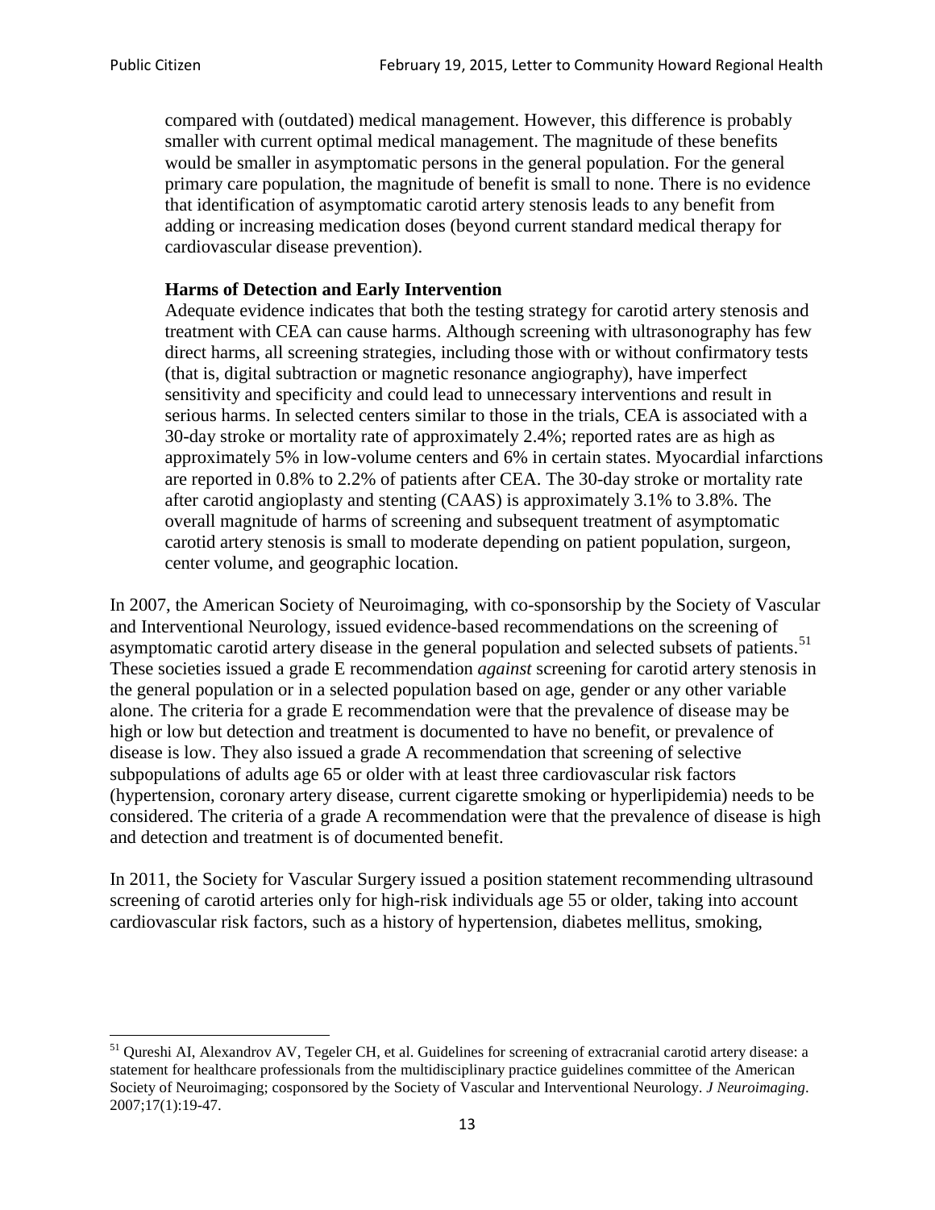> compared with (outdated) medical management. However, this difference is probably smaller with current optimal medical management. The magnitude of these benefits would be smaller in asymptomatic persons in the general population. For the general primary care population, the magnitude of benefit is small to none. There is no evidence that identification of asymptomatic carotid artery stenosis leads to any benefit from adding or increasing medication doses (beyond current standard medical therapy for cardiovascular disease prevention).
>
> **Harms of Detection and Early Intervention**
> Adequate evidence indicates that both the testing strategy for carotid artery stenosis and treatment with CEA can cause harms. Although screening with ultrasonography has few direct harms, all screening strategies, including those with or without confirmatory tests (that is, digital subtraction or magnetic resonance angiography), have imperfect sensitivity and specificity and could lead to unnecessary interventions and result in serious harms. In selected centers similar to those in the trials, CEA is associated with a 30-day stroke or mortality rate of approximately 2.4%; reported rates are as high as approximately 5% in low-volume centers and 6% in certain states. Myocardial infarctions are reported in 0.8% to 2.2% of patients after CEA. The 30-day stroke or mortality rate after carotid angioplasty and stenting (CAAS) is approximately 3.1% to 3.8%. The overall magnitude of harms of screening and subsequent treatment of asymptomatic carotid artery stenosis is small to moderate depending on patient population, surgeon, center volume, and geographic location.

In 2007, the American Society of Neuroimaging, with co-sponsorship by the Society of Vascular and Interventional Neurology, issued evidence-based recommendations on the screening of asymptomatic carotid artery disease in the general population and selected subsets of patients.[51] These societies issued a grade E recommendation *against* screening for carotid artery stenosis in the general population or in a selected population based on age, gender or any other variable alone. The criteria for a grade E recommendation were that the prevalence of disease may be high or low but detection and treatment is documented to have no benefit, or prevalence of disease is low. They also issued a grade A recommendation that screening of selective subpopulations of adults age 65 or older with at least three cardiovascular risk factors (hypertension, coronary artery disease, current cigarette smoking or hyperlipidemia) needs to be considered. The criteria of a grade A recommendation were that the prevalence of disease is high and detection and treatment is of documented benefit.

In 2011, the Society for Vascular Surgery issued a position statement recommending ultrasound screening of carotid arteries only for high-risk individuals age 55 or older, taking into account cardiovascular risk factors, such as a history of hypertension, diabetes mellitus, smoking,

---

[51] Qureshi AI, Alexandrov AV, Tegeler CH, et al. Guidelines for screening of extracranial carotid artery disease: a statement for healthcare professionals from the multidisciplinary practice guidelines committee of the American Society of Neuroimaging; cosponsored by the Society of Vascular and Interventional Neurology. *J Neuroimaging*. 2007;17(1):19-47.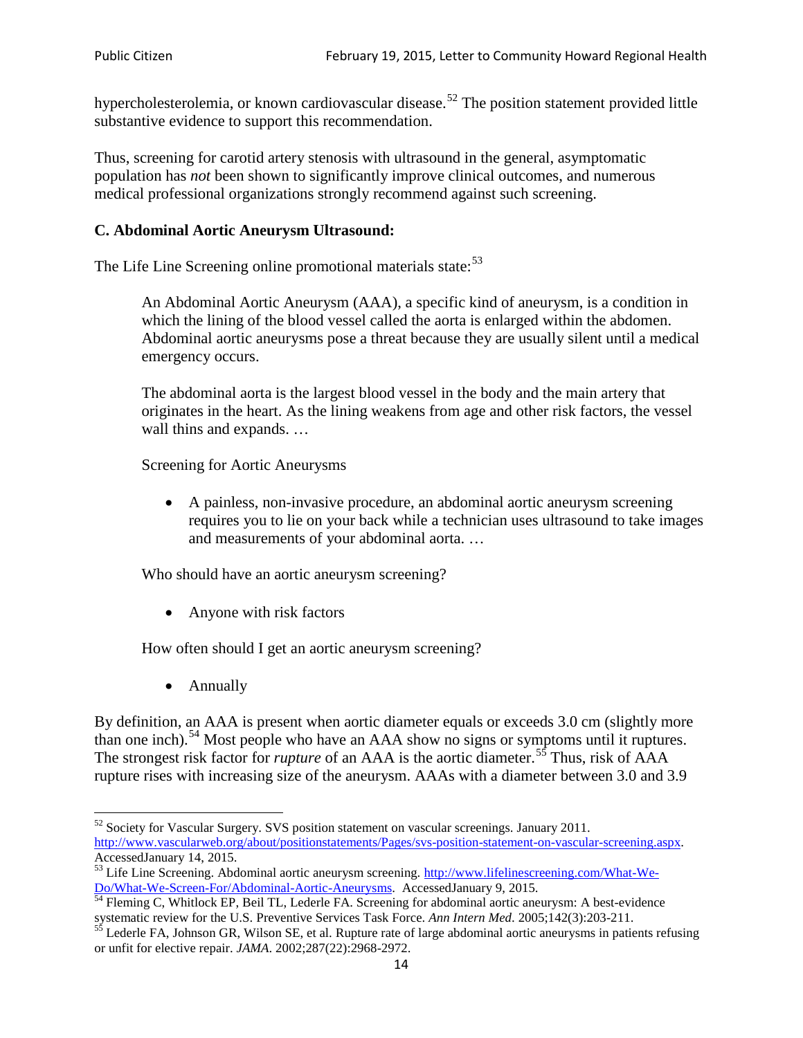hypercholesterolemia, or known cardiovascular disease.[52] The position statement provided little substantive evidence to support this recommendation.

Thus, screening for carotid artery stenosis with ultrasound in the general, asymptomatic population has *not* been shown to significantly improve clinical outcomes, and numerous medical professional organizations strongly recommend against such screening.

### C. Abdominal Aortic Aneurysm Ultrasound:

The Life Line Screening online promotional materials state:[53]

> An Abdominal Aortic Aneurysm (AAA), a specific kind of aneurysm, is a condition in which the lining of the blood vessel called the aorta is enlarged within the abdomen. Abdominal aortic aneurysms pose a threat because they are usually silent until a medical emergency occurs.
>
> The abdominal aorta is the largest blood vessel in the body and the main artery that originates in the heart. As the lining weakens from age and other risk factors, the vessel wall thins and expands. …
>
> Screening for Aortic Aneurysms
>
> - A painless, non-invasive procedure, an abdominal aortic aneurysm screening requires you to lie on your back while a technician uses ultrasound to take images and measurements of your abdominal aorta. …
>
> Who should have an aortic aneurysm screening?
>
> - Anyone with risk factors
>
> How often should I get an aortic aneurysm screening?
>
> - Annually

By definition, an AAA is present when aortic diameter equals or exceeds 3.0 cm (slightly more than one inch).[54] Most people who have an AAA show no signs or symptoms until it ruptures. The strongest risk factor for *rupture* of an AAA is the aortic diameter.[55] Thus, risk of AAA rupture rises with increasing size of the aneurysm. AAAs with a diameter between 3.0 and 3.9

---

[52] Society for Vascular Surgery. SVS position statement on vascular screenings. January 2011. http://www.vascularweb.org/about/positionstatements/Pages/svs-position-statement-on-vascular-screening.aspx. AccessedJanuary 14, 2015.

[53] Life Line Screening. Abdominal aortic aneurysm screening. http://www.lifelinescreening.com/What-We-Do/What-We-Screen-For/Abdominal-Aortic-Aneurysms. AccessedJanuary 9, 2015.

[54] Fleming C, Whitlock EP, Beil TL, Lederle FA. Screening for abdominal aortic aneurysm: A best-evidence systematic review for the U.S. Preventive Services Task Force. *Ann Intern Med*. 2005;142(3):203-211.

[55] Lederle FA, Johnson GR, Wilson SE, et al. Rupture rate of large abdominal aortic aneurysms in patients refusing or unfit for elective repair. *JAMA*. 2002;287(22):2968-2972.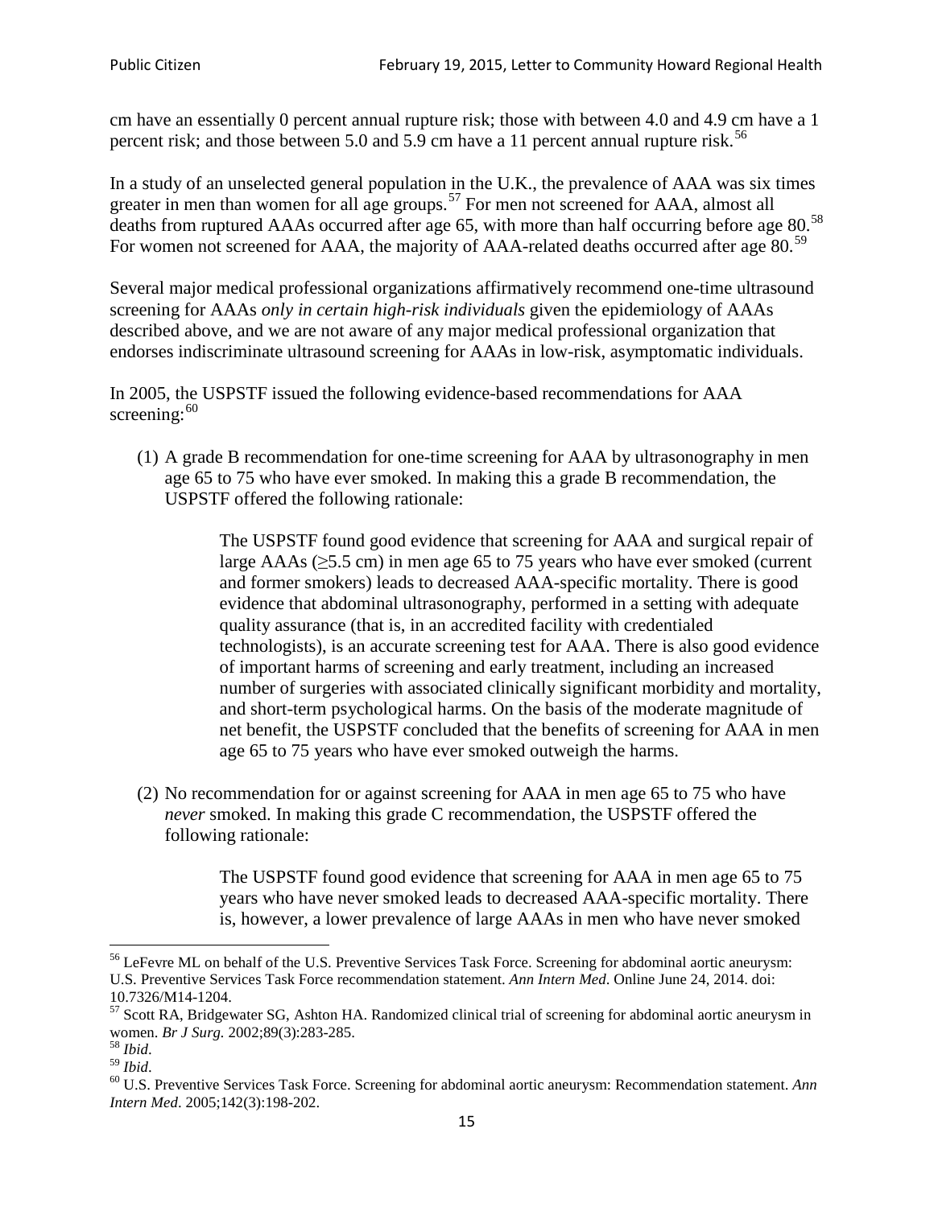cm have an essentially 0 percent annual rupture risk; those with between 4.0 and 4.9 cm have a 1 percent risk; and those between 5.0 and 5.9 cm have a 11 percent annual rupture risk.[56]

In a study of an unselected general population in the U.K., the prevalence of AAA was six times greater in men than women for all age groups.[57] For men not screened for AAA, almost all deaths from ruptured AAAs occurred after age 65, with more than half occurring before age 80.[58] For women not screened for AAA, the majority of AAA-related deaths occurred after age 80.[59]

Several major medical professional organizations affirmatively recommend one-time ultrasound screening for AAAs *only in certain high-risk individuals* given the epidemiology of AAAs described above, and we are not aware of any major medical professional organization that endorses indiscriminate ultrasound screening for AAAs in low-risk, asymptomatic individuals.

In 2005, the USPSTF issued the following evidence-based recommendations for AAA screening:[60]

(1) A grade B recommendation for one-time screening for AAA by ultrasonography in men age 65 to 75 who have ever smoked. In making this a grade B recommendation, the USPSTF offered the following rationale:

> The USPSTF found good evidence that screening for AAA and surgical repair of large AAAs (≥5.5 cm) in men age 65 to 75 years who have ever smoked (current and former smokers) leads to decreased AAA-specific mortality. There is good evidence that abdominal ultrasonography, performed in a setting with adequate quality assurance (that is, in an accredited facility with credentialed technologists), is an accurate screening test for AAA. There is also good evidence of important harms of screening and early treatment, including an increased number of surgeries with associated clinically significant morbidity and mortality, and short-term psychological harms. On the basis of the moderate magnitude of net benefit, the USPSTF concluded that the benefits of screening for AAA in men age 65 to 75 years who have ever smoked outweigh the harms.

(2) No recommendation for or against screening for AAA in men age 65 to 75 who have *never* smoked. In making this grade C recommendation, the USPSTF offered the following rationale:

> The USPSTF found good evidence that screening for AAA in men age 65 to 75 years who have never smoked leads to decreased AAA-specific mortality. There is, however, a lower prevalence of large AAAs in men who have never smoked

---

[56] LeFevre ML on behalf of the U.S. Preventive Services Task Force. Screening for abdominal aortic aneurysm: U.S. Preventive Services Task Force recommendation statement. *Ann Intern Med*. Online June 24, 2014. doi: 10.7326/M14-1204.

[57] Scott RA, Bridgewater SG, Ashton HA. Randomized clinical trial of screening for abdominal aortic aneurysm in women. *Br J Surg.* 2002;89(3):283-285.

[58] *Ibid*.

[59] *Ibid*.

[60] U.S. Preventive Services Task Force. Screening for abdominal aortic aneurysm: Recommendation statement. *Ann Intern Med*. 2005;142(3):198-202.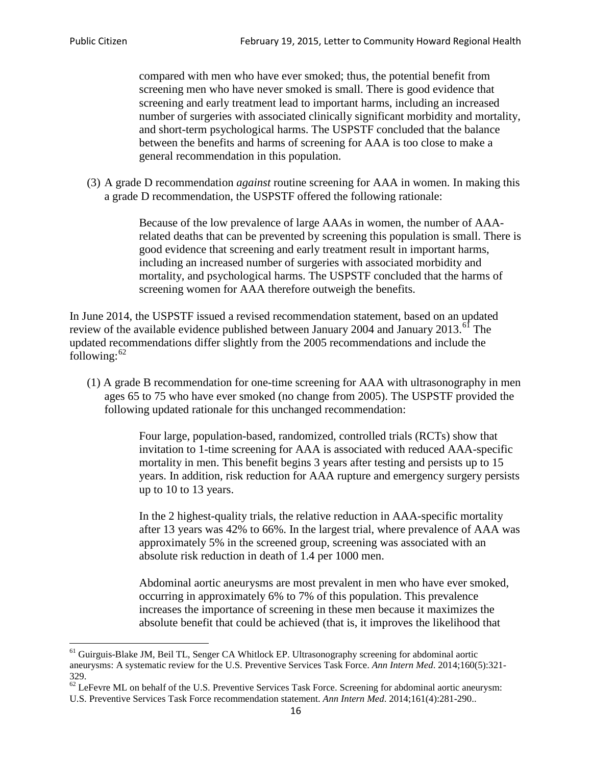compared with men who have ever smoked; thus, the potential benefit from screening men who have never smoked is small. There is good evidence that screening and early treatment lead to important harms, including an increased number of surgeries with associated clinically significant morbidity and mortality, and short-term psychological harms. The USPSTF concluded that the balance between the benefits and harms of screening for AAA is too close to make a general recommendation in this population.

(3) A grade D recommendation *against* routine screening for AAA in women. In making this a grade D recommendation, the USPSTF offered the following rationale:

> Because of the low prevalence of large AAAs in women, the number of AAA-related deaths that can be prevented by screening this population is small. There is good evidence that screening and early treatment result in important harms, including an increased number of surgeries with associated morbidity and mortality, and psychological harms. The USPSTF concluded that the harms of screening women for AAA therefore outweigh the benefits.

In June 2014, the USPSTF issued a revised recommendation statement, based on an updated review of the available evidence published between January 2004 and January 2013.[61] The updated recommendations differ slightly from the 2005 recommendations and include the following:[62]

(1) A grade B recommendation for one-time screening for AAA with ultrasonography in men ages 65 to 75 who have ever smoked (no change from 2005). The USPSTF provided the following updated rationale for this unchanged recommendation:

> Four large, population-based, randomized, controlled trials (RCTs) show that invitation to 1-time screening for AAA is associated with reduced AAA-specific mortality in men. This benefit begins 3 years after testing and persists up to 15 years. In addition, risk reduction for AAA rupture and emergency surgery persists up to 10 to 13 years.
>
> In the 2 highest-quality trials, the relative reduction in AAA-specific mortality after 13 years was 42% to 66%. In the largest trial, where prevalence of AAA was approximately 5% in the screened group, screening was associated with an absolute risk reduction in death of 1.4 per 1000 men.
>
> Abdominal aortic aneurysms are most prevalent in men who have ever smoked, occurring in approximately 6% to 7% of this population. This prevalence increases the importance of screening in these men because it maximizes the absolute benefit that could be achieved (that is, it improves the likelihood that

[61] Guirguis-Blake JM, Beil TL, Senger CA Whitlock EP. Ultrasonography screening for abdominal aortic aneurysms: A systematic review for the U.S. Preventive Services Task Force. *Ann Intern Med*. 2014;160(5):321-329.

[62] LeFevre ML on behalf of the U.S. Preventive Services Task Force. Screening for abdominal aortic aneurysm: U.S. Preventive Services Task Force recommendation statement. *Ann Intern Med*. 2014;161(4):281-290..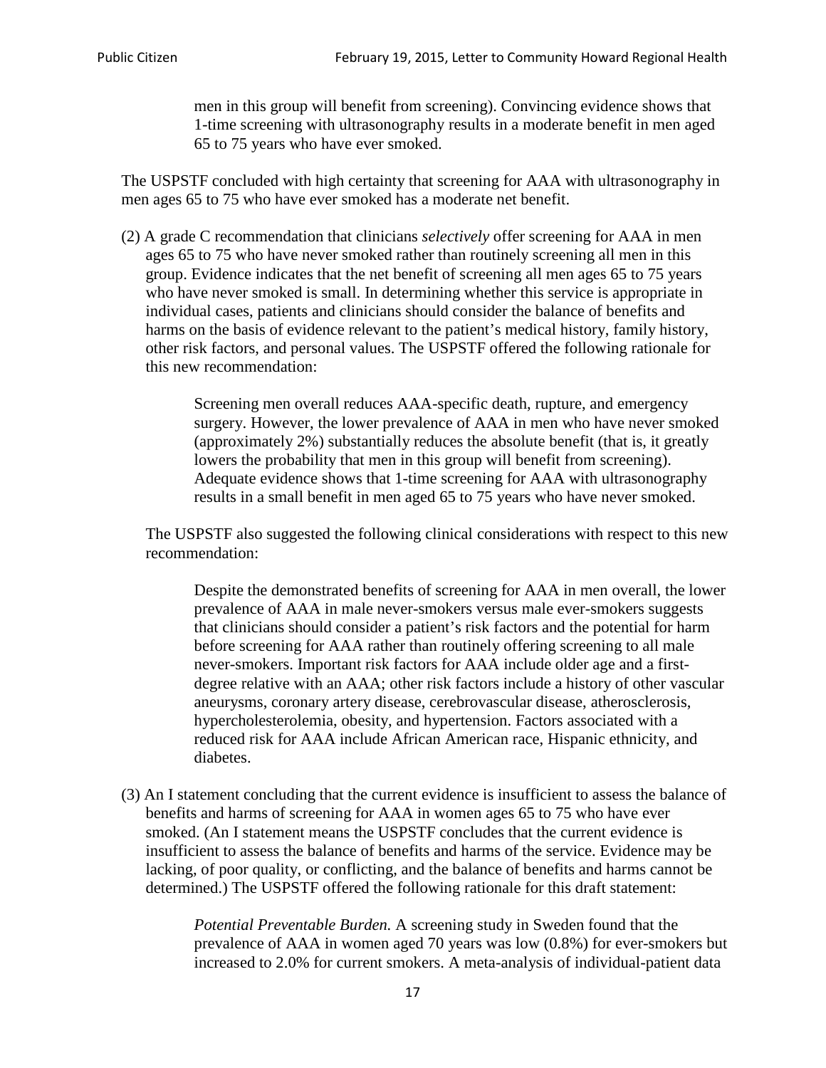> men in this group will benefit from screening). Convincing evidence shows that 1-time screening with ultrasonography results in a moderate benefit in men aged 65 to 75 years who have ever smoked.

The USPSTF concluded with high certainty that screening for AAA with ultrasonography in men ages 65 to 75 who have ever smoked has a moderate net benefit.

(2) A grade C recommendation that clinicians *selectively* offer screening for AAA in men ages 65 to 75 who have never smoked rather than routinely screening all men in this group. Evidence indicates that the net benefit of screening all men ages 65 to 75 years who have never smoked is small. In determining whether this service is appropriate in individual cases, patients and clinicians should consider the balance of benefits and harms on the basis of evidence relevant to the patient's medical history, family history, other risk factors, and personal values. The USPSTF offered the following rationale for this new recommendation:

> Screening men overall reduces AAA-specific death, rupture, and emergency surgery. However, the lower prevalence of AAA in men who have never smoked (approximately 2%) substantially reduces the absolute benefit (that is, it greatly lowers the probability that men in this group will benefit from screening). Adequate evidence shows that 1-time screening for AAA with ultrasonography results in a small benefit in men aged 65 to 75 years who have never smoked.

The USPSTF also suggested the following clinical considerations with respect to this new recommendation:

> Despite the demonstrated benefits of screening for AAA in men overall, the lower prevalence of AAA in male never-smokers versus male ever-smokers suggests that clinicians should consider a patient's risk factors and the potential for harm before screening for AAA rather than routinely offering screening to all male never-smokers. Important risk factors for AAA include older age and a first-degree relative with an AAA; other risk factors include a history of other vascular aneurysms, coronary artery disease, cerebrovascular disease, atherosclerosis, hypercholesterolemia, obesity, and hypertension. Factors associated with a reduced risk for AAA include African American race, Hispanic ethnicity, and diabetes.

(3) An I statement concluding that the current evidence is insufficient to assess the balance of benefits and harms of screening for AAA in women ages 65 to 75 who have ever smoked. (An I statement means the USPSTF concludes that the current evidence is insufficient to assess the balance of benefits and harms of the service. Evidence may be lacking, of poor quality, or conflicting, and the balance of benefits and harms cannot be determined.) The USPSTF offered the following rationale for this draft statement:

> *Potential Preventable Burden.* A screening study in Sweden found that the prevalence of AAA in women aged 70 years was low (0.8%) for ever-smokers but increased to 2.0% for current smokers. A meta-analysis of individual-patient data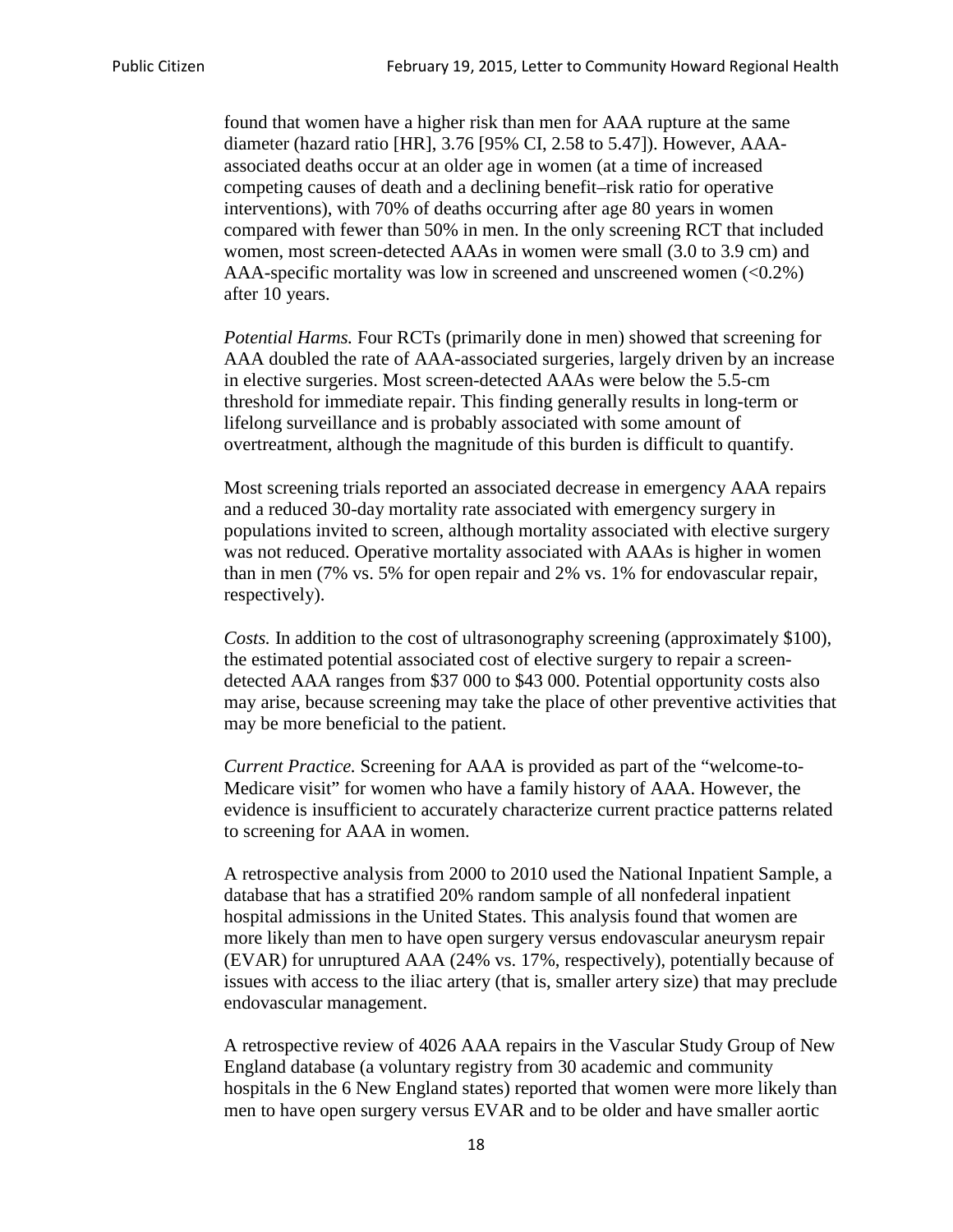found that women have a higher risk than men for AAA rupture at the same diameter (hazard ratio [HR], 3.76 [95% CI, 2.58 to 5.47]). However, AAA-associated deaths occur at an older age in women (at a time of increased competing causes of death and a declining benefit–risk ratio for operative interventions), with 70% of deaths occurring after age 80 years in women compared with fewer than 50% in men. In the only screening RCT that included women, most screen-detected AAAs in women were small (3.0 to 3.9 cm) and AAA-specific mortality was low in screened and unscreened women (<0.2%) after 10 years.

*Potential Harms.* Four RCTs (primarily done in men) showed that screening for AAA doubled the rate of AAA-associated surgeries, largely driven by an increase in elective surgeries. Most screen-detected AAAs were below the 5.5-cm threshold for immediate repair. This finding generally results in long-term or lifelong surveillance and is probably associated with some amount of overtreatment, although the magnitude of this burden is difficult to quantify.

Most screening trials reported an associated decrease in emergency AAA repairs and a reduced 30-day mortality rate associated with emergency surgery in populations invited to screen, although mortality associated with elective surgery was not reduced. Operative mortality associated with AAAs is higher in women than in men (7% vs. 5% for open repair and 2% vs. 1% for endovascular repair, respectively).

*Costs.* In addition to the cost of ultrasonography screening (approximately $100), the estimated potential associated cost of elective surgery to repair a screen-detected AAA ranges from $37 000 to $43 000. Potential opportunity costs also may arise, because screening may take the place of other preventive activities that may be more beneficial to the patient.

*Current Practice.* Screening for AAA is provided as part of the "welcome-to-Medicare visit" for women who have a family history of AAA. However, the evidence is insufficient to accurately characterize current practice patterns related to screening for AAA in women.

A retrospective analysis from 2000 to 2010 used the National Inpatient Sample, a database that has a stratified 20% random sample of all nonfederal inpatient hospital admissions in the United States. This analysis found that women are more likely than men to have open surgery versus endovascular aneurysm repair (EVAR) for unruptured AAA (24% vs. 17%, respectively), potentially because of issues with access to the iliac artery (that is, smaller artery size) that may preclude endovascular management.

A retrospective review of 4026 AAA repairs in the Vascular Study Group of New England database (a voluntary registry from 30 academic and community hospitals in the 6 New England states) reported that women were more likely than men to have open surgery versus EVAR and to be older and have smaller aortic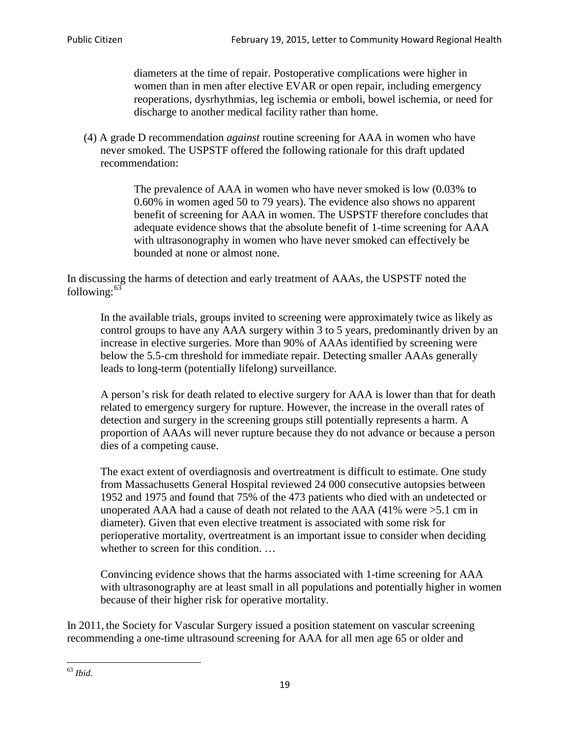> diameters at the time of repair. Postoperative complications were higher in women than in men after elective EVAR or open repair, including emergency reoperations, dysrhythmias, leg ischemia or emboli, bowel ischemia, or need for discharge to another medical facility rather than home.

(4) A grade D recommendation *against* routine screening for AAA in women who have never smoked. The USPSTF offered the following rationale for this draft updated recommendation:

> The prevalence of AAA in women who have never smoked is low (0.03% to 0.60% in women aged 50 to 79 years). The evidence also shows no apparent benefit of screening for AAA in women. The USPSTF therefore concludes that adequate evidence shows that the absolute benefit of 1-time screening for AAA with ultrasonography in women who have never smoked can effectively be bounded at none or almost none.

In discussing the harms of detection and early treatment of AAAs, the USPSTF noted the following:[63]

> In the available trials, groups invited to screening were approximately twice as likely as control groups to have any AAA surgery within 3 to 5 years, predominantly driven by an increase in elective surgeries. More than 90% of AAAs identified by screening were below the 5.5-cm threshold for immediate repair. Detecting smaller AAAs generally leads to long-term (potentially lifelong) surveillance.
>
> A person's risk for death related to elective surgery for AAA is lower than that for death related to emergency surgery for rupture. However, the increase in the overall rates of detection and surgery in the screening groups still potentially represents a harm. A proportion of AAAs will never rupture because they do not advance or because a person dies of a competing cause.
>
> The exact extent of overdiagnosis and overtreatment is difficult to estimate. One study from Massachusetts General Hospital reviewed 24 000 consecutive autopsies between 1952 and 1975 and found that 75% of the 473 patients who died with an undetected or unoperated AAA had a cause of death not related to the AAA (41% were >5.1 cm in diameter). Given that even elective treatment is associated with some risk for perioperative mortality, overtreatment is an important issue to consider when deciding whether to screen for this condition. …
>
> Convincing evidence shows that the harms associated with 1-time screening for AAA with ultrasonography are at least small in all populations and potentially higher in women because of their higher risk for operative mortality.

In 2011, the Society for Vascular Surgery issued a position statement on vascular screening recommending a one-time ultrasound screening for AAA for all men age 65 or older and

[63] *Ibid*.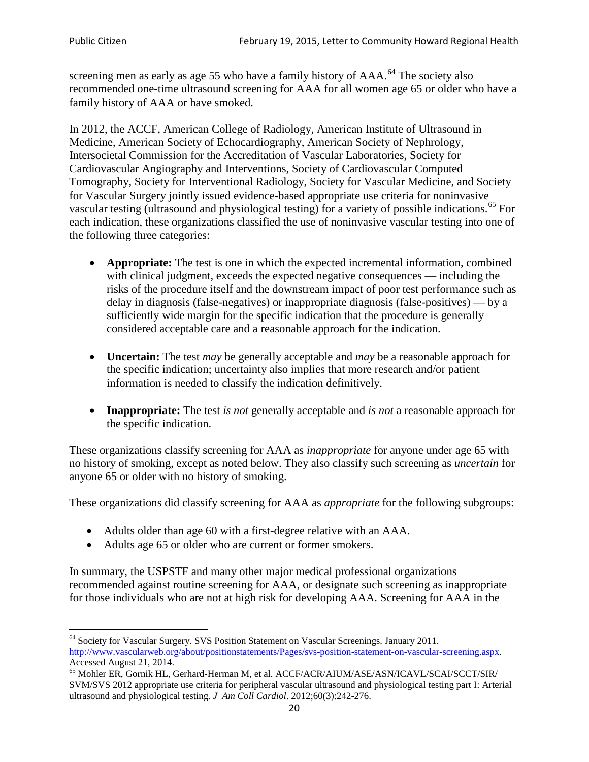screening men as early as age 55 who have a family history of AAA.[64] The society also recommended one-time ultrasound screening for AAA for all women age 65 or older who have a family history of AAA or have smoked.

In 2012, the ACCF, American College of Radiology, American Institute of Ultrasound in Medicine, American Society of Echocardiography, American Society of Nephrology, Intersocietal Commission for the Accreditation of Vascular Laboratories, Society for Cardiovascular Angiography and Interventions, Society of Cardiovascular Computed Tomography, Society for Interventional Radiology, Society for Vascular Medicine, and Society for Vascular Surgery jointly issued evidence-based appropriate use criteria for noninvasive vascular testing (ultrasound and physiological testing) for a variety of possible indications.[65] For each indication, these organizations classified the use of noninvasive vascular testing into one of the following three categories:

- **Appropriate:** The test is one in which the expected incremental information, combined with clinical judgment, exceeds the expected negative consequences — including the risks of the procedure itself and the downstream impact of poor test performance such as delay in diagnosis (false-negatives) or inappropriate diagnosis (false-positives) — by a sufficiently wide margin for the specific indication that the procedure is generally considered acceptable care and a reasonable approach for the indication.

- **Uncertain:** The test *may* be generally acceptable and *may* be a reasonable approach for the specific indication; uncertainty also implies that more research and/or patient information is needed to classify the indication definitively.

- **Inappropriate:** The test *is not* generally acceptable and *is not* a reasonable approach for the specific indication.

These organizations classify screening for AAA as *inappropriate* for anyone under age 65 with no history of smoking, except as noted below. They also classify such screening as *uncertain* for anyone 65 or older with no history of smoking.

These organizations did classify screening for AAA as *appropriate* for the following subgroups:

- Adults older than age 60 with a first-degree relative with an AAA.
- Adults age 65 or older who are current or former smokers.

In summary, the USPSTF and many other major medical professional organizations recommended against routine screening for AAA, or designate such screening as inappropriate for those individuals who are not at high risk for developing AAA. Screening for AAA in the

---

[64] Society for Vascular Surgery. SVS Position Statement on Vascular Screenings. January 2011. http://www.vascularweb.org/about/positionstatements/Pages/svs-position-statement-on-vascular-screening.aspx. Accessed August 21, 2014.

[65] Mohler ER, Gornik HL, Gerhard-Herman M, et al. ACCF/ACR/AIUM/ASE/ASN/ICAVL/SCAI/SCCT/SIR/SVM/SVS 2012 appropriate use criteria for peripheral vascular ultrasound and physiological testing part I: Arterial ultrasound and physiological testing. *J Am Coll Cardiol*. 2012;60(3):242-276.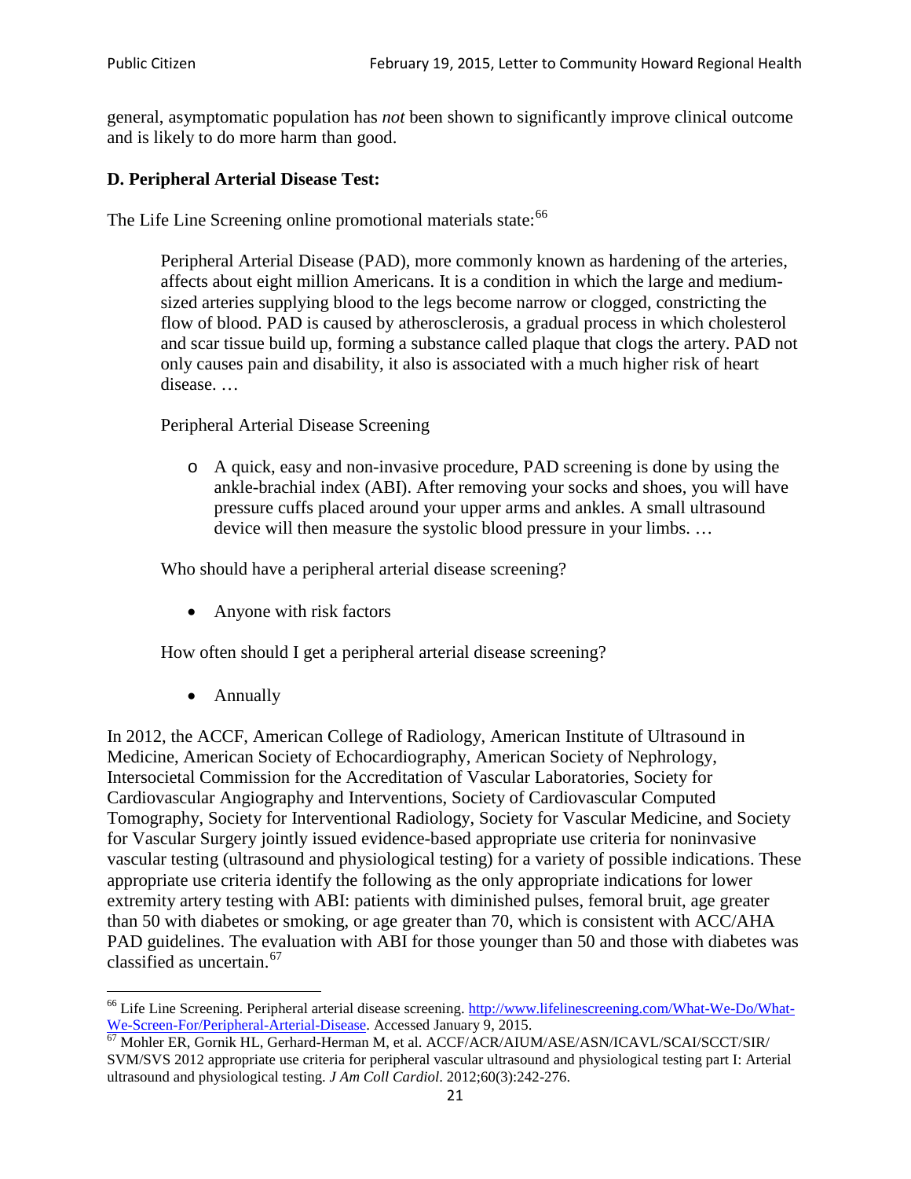general, asymptomatic population has *not* been shown to significantly improve clinical outcome and is likely to do more harm than good.

### D. Peripheral Arterial Disease Test:

The Life Line Screening online promotional materials state:[66]

> Peripheral Arterial Disease (PAD), more commonly known as hardening of the arteries, affects about eight million Americans. It is a condition in which the large and medium-sized arteries supplying blood to the legs become narrow or clogged, constricting the flow of blood. PAD is caused by atherosclerosis, a gradual process in which cholesterol and scar tissue build up, forming a substance called plaque that clogs the artery. PAD not only causes pain and disability, it also is associated with a much higher risk of heart disease. …
>
> Peripheral Arterial Disease Screening
>
> - A quick, easy and non-invasive procedure, PAD screening is done by using the ankle-brachial index (ABI). After removing your socks and shoes, you will have pressure cuffs placed around your upper arms and ankles. A small ultrasound device will then measure the systolic blood pressure in your limbs. …
>
> Who should have a peripheral arterial disease screening?
>
> - Anyone with risk factors
>
> How often should I get a peripheral arterial disease screening?
>
> - Annually

In 2012, the ACCF, American College of Radiology, American Institute of Ultrasound in Medicine, American Society of Echocardiography, American Society of Nephrology, Intersocietal Commission for the Accreditation of Vascular Laboratories, Society for Cardiovascular Angiography and Interventions, Society of Cardiovascular Computed Tomography, Society for Interventional Radiology, Society for Vascular Medicine, and Society for Vascular Surgery jointly issued evidence-based appropriate use criteria for noninvasive vascular testing (ultrasound and physiological testing) for a variety of possible indications. These appropriate use criteria identify the following as the only appropriate indications for lower extremity artery testing with ABI: patients with diminished pulses, femoral bruit, age greater than 50 with diabetes or smoking, or age greater than 70, which is consistent with ACC/AHA PAD guidelines. The evaluation with ABI for those younger than 50 and those with diabetes was classified as uncertain.[67]

---

[66] Life Line Screening. Peripheral arterial disease screening. http://www.lifelinescreening.com/What-We-Do/What-We-Screen-For/Peripheral-Arterial-Disease. Accessed January 9, 2015.

[67] Mohler ER, Gornik HL, Gerhard-Herman M, et al. ACCF/ACR/AIUM/ASE/ASN/ICAVL/SCAI/SCCT/SIR/SVM/SVS 2012 appropriate use criteria for peripheral vascular ultrasound and physiological testing part I: Arterial ultrasound and physiological testing. *J Am Coll Cardiol*. 2012;60(3):242-276.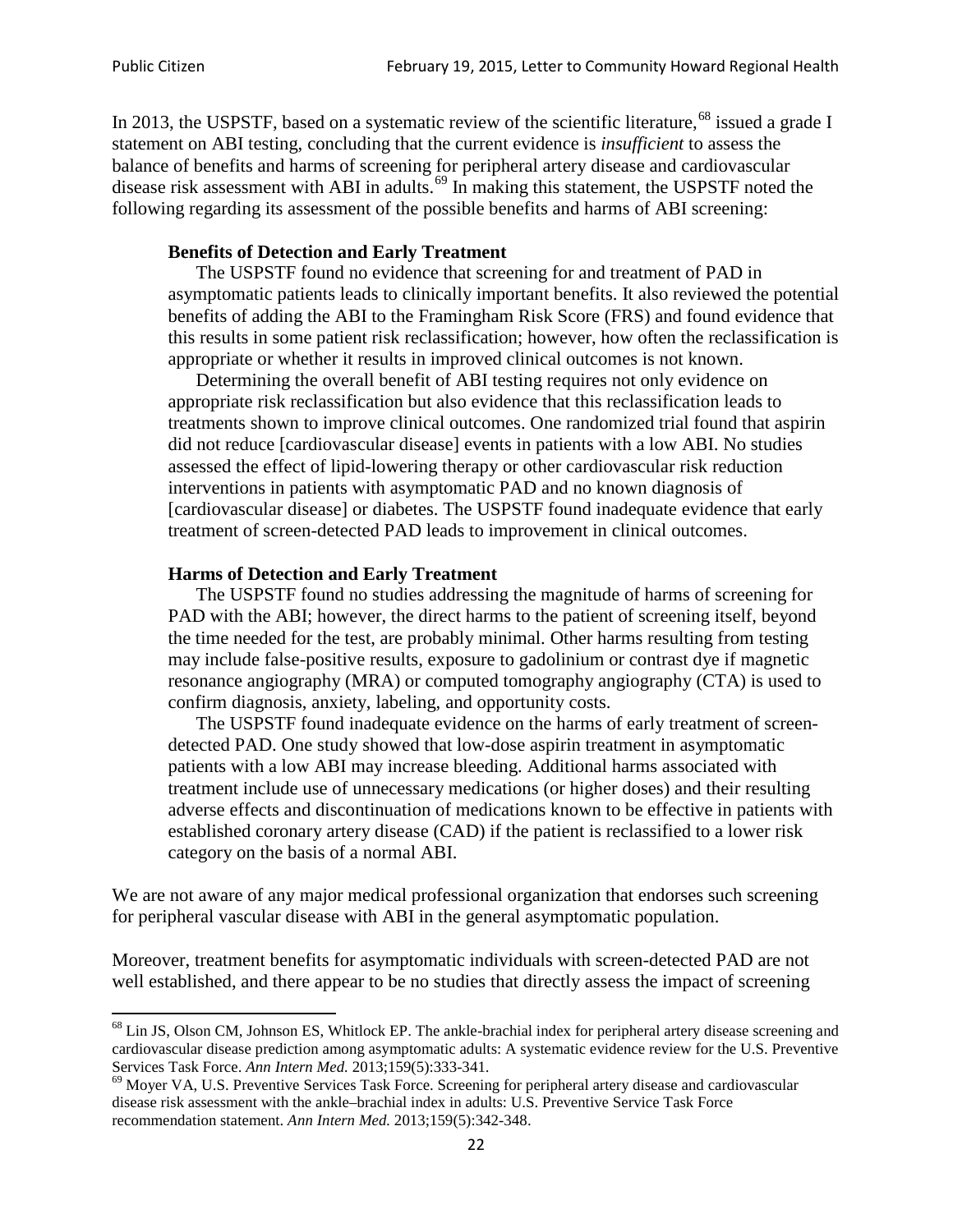In 2013, the USPSTF, based on a systematic review of the scientific literature,[68] issued a grade I statement on ABI testing, concluding that the current evidence is *insufficient* to assess the balance of benefits and harms of screening for peripheral artery disease and cardiovascular disease risk assessment with ABI in adults.[69] In making this statement, the USPSTF noted the following regarding its assessment of the possible benefits and harms of ABI screening:

> **Benefits of Detection and Early Treatment**
>
> The USPSTF found no evidence that screening for and treatment of PAD in asymptomatic patients leads to clinically important benefits. It also reviewed the potential benefits of adding the ABI to the Framingham Risk Score (FRS) and found evidence that this results in some patient risk reclassification; however, how often the reclassification is appropriate or whether it results in improved clinical outcomes is not known.
>
> Determining the overall benefit of ABI testing requires not only evidence on appropriate risk reclassification but also evidence that this reclassification leads to treatments shown to improve clinical outcomes. One randomized trial found that aspirin did not reduce [cardiovascular disease] events in patients with a low ABI. No studies assessed the effect of lipid-lowering therapy or other cardiovascular risk reduction interventions in patients with asymptomatic PAD and no known diagnosis of [cardiovascular disease] or diabetes. The USPSTF found inadequate evidence that early treatment of screen-detected PAD leads to improvement in clinical outcomes.
>
> **Harms of Detection and Early Treatment**
>
> The USPSTF found no studies addressing the magnitude of harms of screening for PAD with the ABI; however, the direct harms to the patient of screening itself, beyond the time needed for the test, are probably minimal. Other harms resulting from testing may include false-positive results, exposure to gadolinium or contrast dye if magnetic resonance angiography (MRA) or computed tomography angiography (CTA) is used to confirm diagnosis, anxiety, labeling, and opportunity costs.
>
> The USPSTF found inadequate evidence on the harms of early treatment of screen-detected PAD. One study showed that low-dose aspirin treatment in asymptomatic patients with a low ABI may increase bleeding. Additional harms associated with treatment include use of unnecessary medications (or higher doses) and their resulting adverse effects and discontinuation of medications known to be effective in patients with established coronary artery disease (CAD) if the patient is reclassified to a lower risk category on the basis of a normal ABI.

We are not aware of any major medical professional organization that endorses such screening for peripheral vascular disease with ABI in the general asymptomatic population.

Moreover, treatment benefits for asymptomatic individuals with screen-detected PAD are not well established, and there appear to be no studies that directly assess the impact of screening

---

[68] Lin JS, Olson CM, Johnson ES, Whitlock EP. The ankle-brachial index for peripheral artery disease screening and cardiovascular disease prediction among asymptomatic adults: A systematic evidence review for the U.S. Preventive Services Task Force. *Ann Intern Med.* 2013;159(5):333-341.

[69] Moyer VA, U.S. Preventive Services Task Force. Screening for peripheral artery disease and cardiovascular disease risk assessment with the ankle–brachial index in adults: U.S. Preventive Service Task Force recommendation statement. *Ann Intern Med.* 2013;159(5):342-348.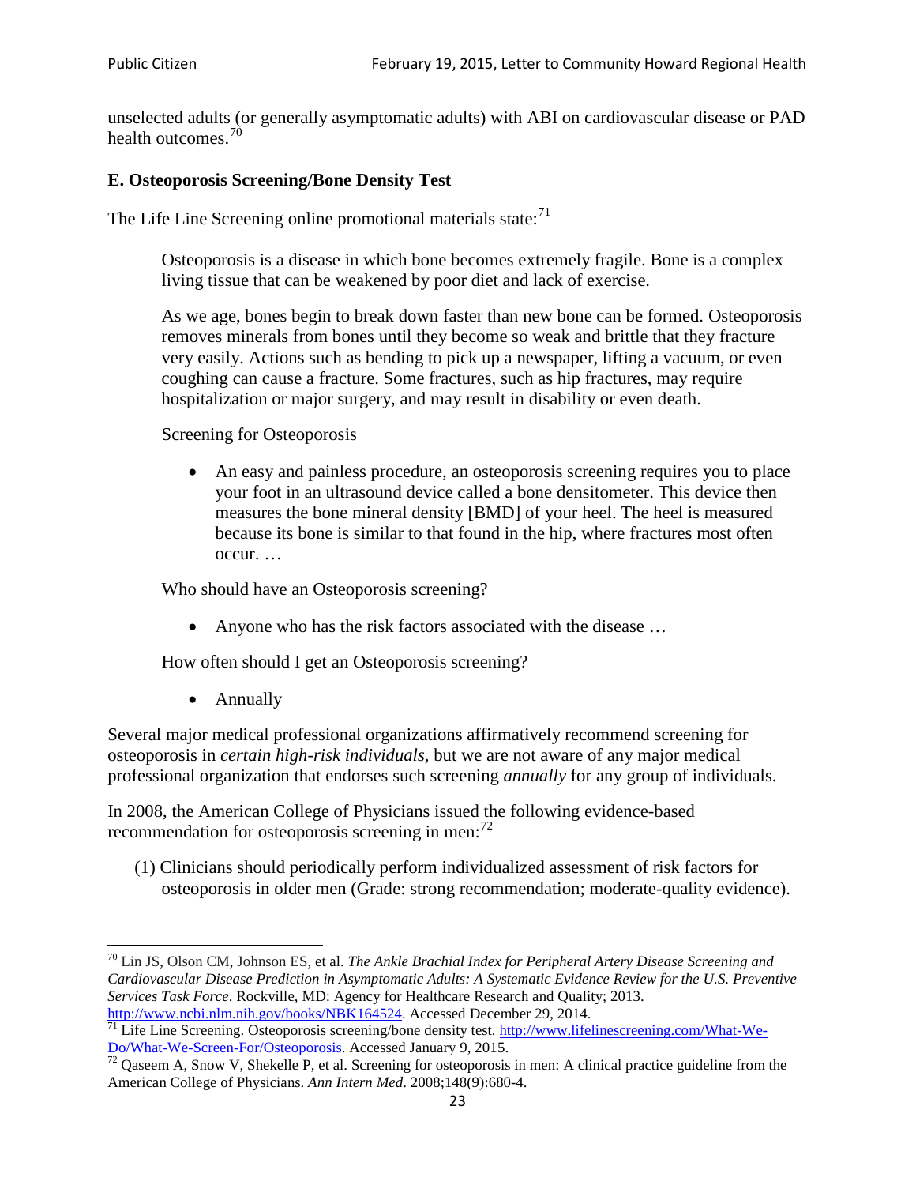unselected adults (or generally asymptomatic adults) with ABI on cardiovascular disease or PAD health outcomes.[70]

### E. Osteoporosis Screening/Bone Density Test

The Life Line Screening online promotional materials state:[71]

> Osteoporosis is a disease in which bone becomes extremely fragile. Bone is a complex living tissue that can be weakened by poor diet and lack of exercise.
>
> As we age, bones begin to break down faster than new bone can be formed. Osteoporosis removes minerals from bones until they become so weak and brittle that they fracture very easily. Actions such as bending to pick up a newspaper, lifting a vacuum, or even coughing can cause a fracture. Some fractures, such as hip fractures, may require hospitalization or major surgery, and may result in disability or even death.
>
> Screening for Osteoporosis
>
> - An easy and painless procedure, an osteoporosis screening requires you to place your foot in an ultrasound device called a bone densitometer. This device then measures the bone mineral density [BMD] of your heel. The heel is measured because its bone is similar to that found in the hip, where fractures most often occur. …
>
> Who should have an Osteoporosis screening?
>
> - Anyone who has the risk factors associated with the disease …
>
> How often should I get an Osteoporosis screening?
>
> - Annually

Several major medical professional organizations affirmatively recommend screening for osteoporosis in *certain high-risk individuals*, but we are not aware of any major medical professional organization that endorses such screening *annually* for any group of individuals.

In 2008, the American College of Physicians issued the following evidence-based recommendation for osteoporosis screening in men:[72]

> (1) Clinicians should periodically perform individualized assessment of risk factors for osteoporosis in older men (Grade: strong recommendation; moderate-quality evidence).

---

[70] Lin JS, Olson CM, Johnson ES, et al. *The Ankle Brachial Index for Peripheral Artery Disease Screening and Cardiovascular Disease Prediction in Asymptomatic Adults: A Systematic Evidence Review for the U.S. Preventive Services Task Force*. Rockville, MD: Agency for Healthcare Research and Quality; 2013. http://www.ncbi.nlm.nih.gov/books/NBK164524. Accessed December 29, 2014.

[71] Life Line Screening. Osteoporosis screening/bone density test. http://www.lifelinescreening.com/What-We-Do/What-We-Screen-For/Osteoporosis. Accessed January 9, 2015.

[72] Qaseem A, Snow V, Shekelle P, et al. Screening for osteoporosis in men: A clinical practice guideline from the American College of Physicians. *Ann Intern Med*. 2008;148(9):680-4.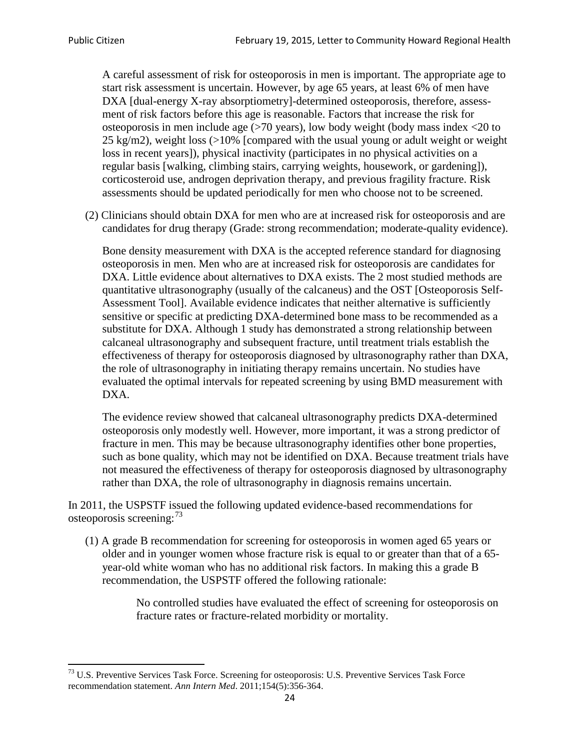A careful assessment of risk for osteoporosis in men is important. The appropriate age to start risk assessment is uncertain. However, by age 65 years, at least 6% of men have DXA [dual-energy X-ray absorptiometry]-determined osteoporosis, therefore, assessment of risk factors before this age is reasonable. Factors that increase the risk for osteoporosis in men include age (>70 years), low body weight (body mass index <20 to 25 kg/m2), weight loss (>10% [compared with the usual young or adult weight or weight loss in recent years]), physical inactivity (participates in no physical activities on a regular basis [walking, climbing stairs, carrying weights, housework, or gardening]), corticosteroid use, androgen deprivation therapy, and previous fragility fracture. Risk assessments should be updated periodically for men who choose not to be screened.

(2) Clinicians should obtain DXA for men who are at increased risk for osteoporosis and are candidates for drug therapy (Grade: strong recommendation; moderate-quality evidence).

Bone density measurement with DXA is the accepted reference standard for diagnosing osteoporosis in men. Men who are at increased risk for osteoporosis are candidates for DXA. Little evidence about alternatives to DXA exists. The 2 most studied methods are quantitative ultrasonography (usually of the calcaneus) and the OST [Osteoporosis Self-Assessment Tool]. Available evidence indicates that neither alternative is sufficiently sensitive or specific at predicting DXA-determined bone mass to be recommended as a substitute for DXA. Although 1 study has demonstrated a strong relationship between calcaneal ultrasonography and subsequent fracture, until treatment trials establish the effectiveness of therapy for osteoporosis diagnosed by ultrasonography rather than DXA, the role of ultrasonography in initiating therapy remains uncertain. No studies have evaluated the optimal intervals for repeated screening by using BMD measurement with DXA.

The evidence review showed that calcaneal ultrasonography predicts DXA-determined osteoporosis only modestly well. However, more important, it was a strong predictor of fracture in men. This may be because ultrasonography identifies other bone properties, such as bone quality, which may not be identified on DXA. Because treatment trials have not measured the effectiveness of therapy for osteoporosis diagnosed by ultrasonography rather than DXA, the role of ultrasonography in diagnosis remains uncertain.

In 2011, the USPSTF issued the following updated evidence-based recommendations for osteoporosis screening:[73]

(1) A grade B recommendation for screening for osteoporosis in women aged 65 years or older and in younger women whose fracture risk is equal to or greater than that of a 65-year-old white woman who has no additional risk factors. In making this a grade B recommendation, the USPSTF offered the following rationale:

> No controlled studies have evaluated the effect of screening for osteoporosis on fracture rates or fracture-related morbidity or mortality.

[73] U.S. Preventive Services Task Force. Screening for osteoporosis: U.S. Preventive Services Task Force recommendation statement. *Ann Intern Med*. 2011;154(5):356-364.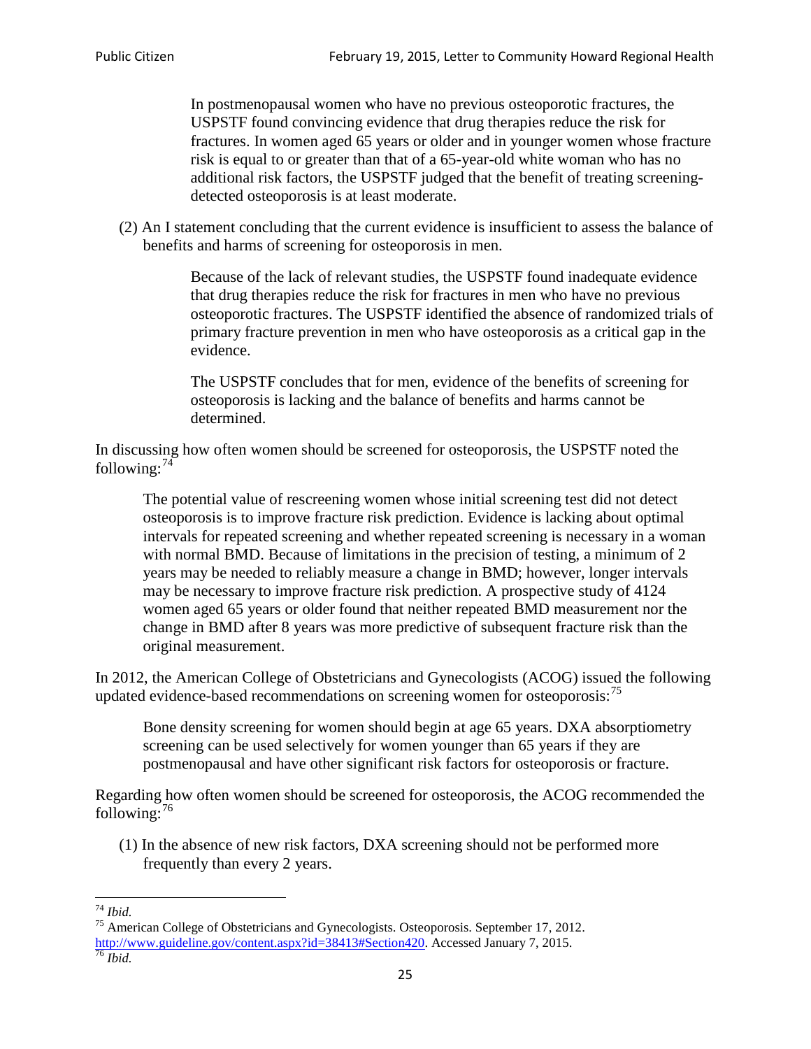> In postmenopausal women who have no previous osteoporotic fractures, the USPSTF found convincing evidence that drug therapies reduce the risk for fractures. In women aged 65 years or older and in younger women whose fracture risk is equal to or greater than that of a 65-year-old white woman who has no additional risk factors, the USPSTF judged that the benefit of treating screening-detected osteoporosis is at least moderate.

(2) An I statement concluding that the current evidence is insufficient to assess the balance of benefits and harms of screening for osteoporosis in men.

> Because of the lack of relevant studies, the USPSTF found inadequate evidence that drug therapies reduce the risk for fractures in men who have no previous osteoporotic fractures. The USPSTF identified the absence of randomized trials of primary fracture prevention in men who have osteoporosis as a critical gap in the evidence.
>
> The USPSTF concludes that for men, evidence of the benefits of screening for osteoporosis is lacking and the balance of benefits and harms cannot be determined.

In discussing how often women should be screened for osteoporosis, the USPSTF noted the following:[74]

> The potential value of rescreening women whose initial screening test did not detect osteoporosis is to improve fracture risk prediction. Evidence is lacking about optimal intervals for repeated screening and whether repeated screening is necessary in a woman with normal BMD. Because of limitations in the precision of testing, a minimum of 2 years may be needed to reliably measure a change in BMD; however, longer intervals may be necessary to improve fracture risk prediction. A prospective study of 4124 women aged 65 years or older found that neither repeated BMD measurement nor the change in BMD after 8 years was more predictive of subsequent fracture risk than the original measurement.

In 2012, the American College of Obstetricians and Gynecologists (ACOG) issued the following updated evidence-based recommendations on screening women for osteoporosis:[75]

> Bone density screening for women should begin at age 65 years. DXA absorptiometry screening can be used selectively for women younger than 65 years if they are postmenopausal and have other significant risk factors for osteoporosis or fracture.

Regarding how often women should be screened for osteoporosis, the ACOG recommended the following:[76]

(1) In the absence of new risk factors, DXA screening should not be performed more frequently than every 2 years.

---

[74] *Ibid.*

[75] American College of Obstetricians and Gynecologists. Osteoporosis. September 17, 2012. http://www.guideline.gov/content.aspx?id=38413#Section420. Accessed January 7, 2015.

[76] *Ibid.*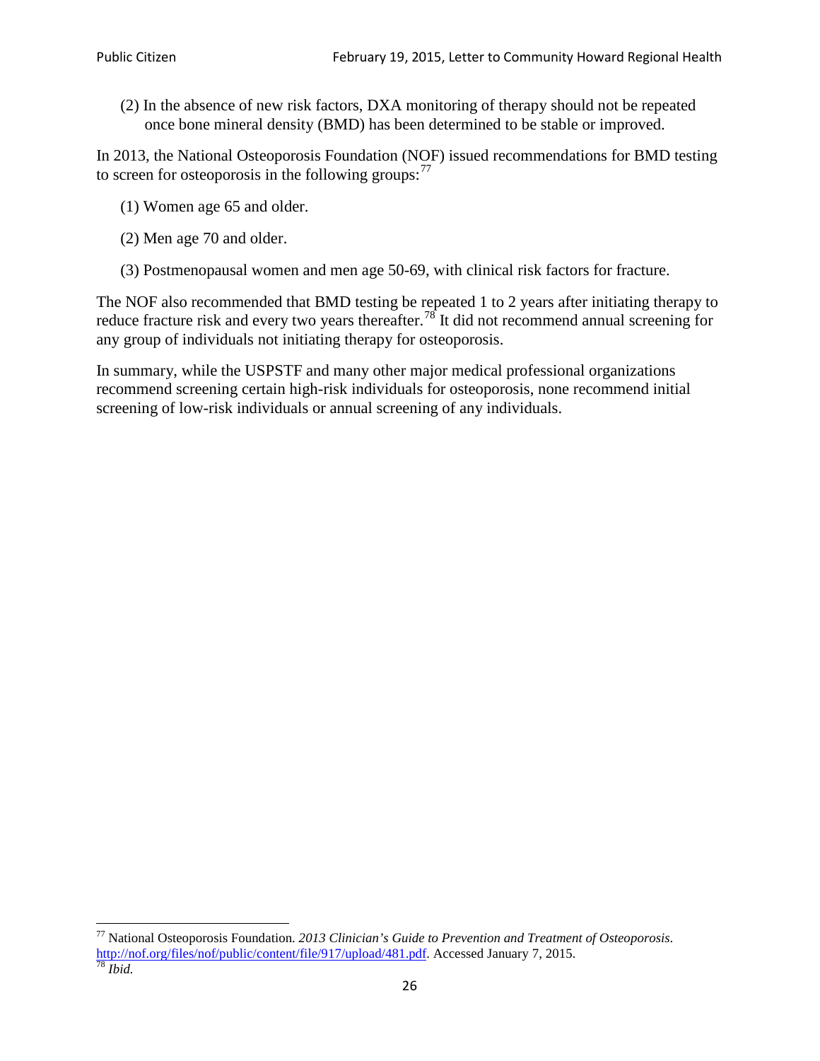(2) In the absence of new risk factors, DXA monitoring of therapy should not be repeated once bone mineral density (BMD) has been determined to be stable or improved.

In 2013, the National Osteoporosis Foundation (NOF) issued recommendations for BMD testing to screen for osteoporosis in the following groups:[77]

(1) Women age 65 and older.

(2) Men age 70 and older.

(3) Postmenopausal women and men age 50-69, with clinical risk factors for fracture.

The NOF also recommended that BMD testing be repeated 1 to 2 years after initiating therapy to reduce fracture risk and every two years thereafter.[78] It did not recommend annual screening for any group of individuals not initiating therapy for osteoporosis.

In summary, while the USPSTF and many other major medical professional organizations recommend screening certain high-risk individuals for osteoporosis, none recommend initial screening of low-risk individuals or annual screening of any individuals.

---

[77] National Osteoporosis Foundation. *2013 Clinician's Guide to Prevention and Treatment of Osteoporosis.* http://nof.org/files/nof/public/content/file/917/upload/481.pdf. Accessed January 7, 2015.

[78] *Ibid.*